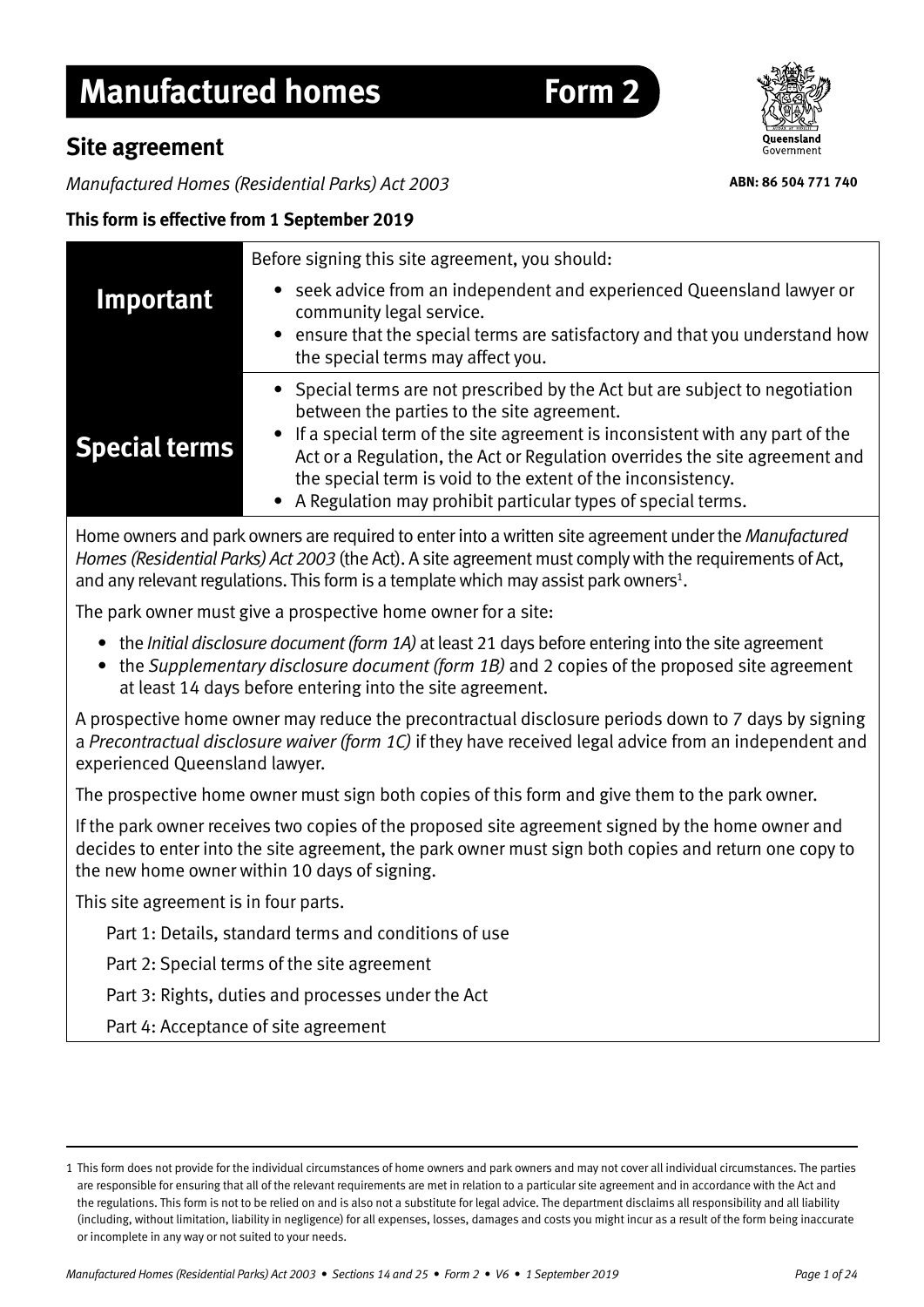# Manufactured homes Form 2

## Site agreement

*Manufactured Homes (Residential Parks) Act 2003*

Queensland Government

**ABN: 86 504 771 740**

**This form is effective from 1 September 2019**

| | |
|---|---|
| **Important** | Before signing this site agreement, you should:<br>• seek advice from an independent and experienced Queensland lawyer or community legal service.<br>• ensure that the special terms are satisfactory and that you understand how the special terms may affect you. |
| **Special terms** | • Special terms are not prescribed by the Act but are subject to negotiation between the parties to the site agreement.<br>• If a special term of the site agreement is inconsistent with any part of the Act or a Regulation, the Act or Regulation overrides the site agreement and the special term is void to the extent of the inconsistency.<br>• A Regulation may prohibit particular types of special terms. |

Home owners and park owners are required to enter into a written site agreement under the *Manufactured Homes (Residential Parks) Act 2003* (the Act). A site agreement must comply with the requirements of Act, and any relevant regulations. This form is a template which may assist park owners[1].

The park owner must give a prospective home owner for a site:

- the *Initial disclosure document (form 1A)* at least 21 days before entering into the site agreement
- the *Supplementary disclosure document (form 1B)* and 2 copies of the proposed site agreement at least 14 days before entering into the site agreement.

A prospective home owner may reduce the precontractual disclosure periods down to 7 days by signing a *Precontractual disclosure waiver (form 1C)* if they have received legal advice from an independent and experienced Queensland lawyer.

The prospective home owner must sign both copies of this form and give them to the park owner.

If the park owner receives two copies of the proposed site agreement signed by the home owner and decides to enter into the site agreement, the park owner must sign both copies and return one copy to the new home owner within 10 days of signing.

This site agreement is in four parts.

Part 1: Details, standard terms and conditions of use

Part 2: Special terms of the site agreement

Part 3: Rights, duties and processes under the Act

Part 4: Acceptance of site agreement

---

[1] This form does not provide for the individual circumstances of home owners and park owners and may not cover all individual circumstances. The parties are responsible for ensuring that all of the relevant requirements are met in relation to a particular site agreement and in accordance with the Act and the regulations. This form is not to be relied on and is also not a substitute for legal advice. The department disclaims all responsibility and all liability (including, without limitation, liability in negligence) for all expenses, losses, damages and costs you might incur as a result of the form being inaccurate or incomplete in any way or not suited to your needs.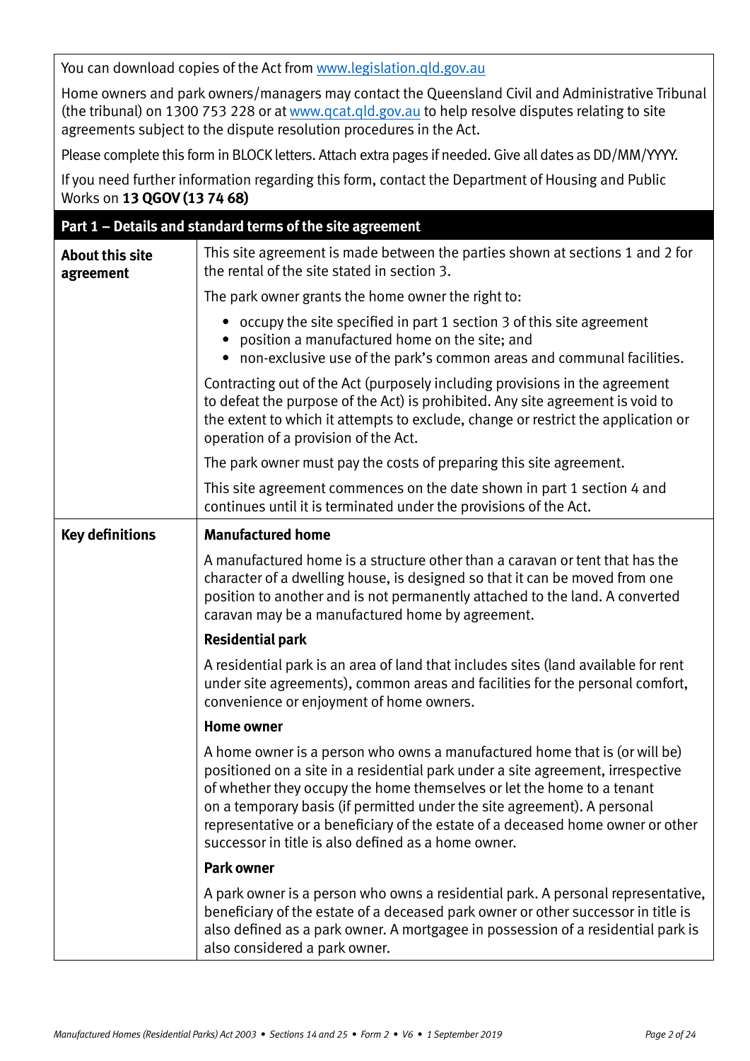You can download copies of the Act from www.legislation.qld.gov.au

Home owners and park owners/managers may contact the Queensland Civil and Administrative Tribunal (the tribunal) on 1300 753 228 or at www.qcat.qld.gov.au to help resolve disputes relating to site agreements subject to the dispute resolution procedures in the Act.

Please complete this form in BLOCK letters. Attach extra pages if needed. Give all dates as DD/MM/YYYY.

If you need further information regarding this form, contact the Department of Housing and Public Works on **13 QGOV (13 74 68)**

## Part 1 – Details and standard terms of the site agreement

### About this site agreement

This site agreement is made between the parties shown at sections 1 and 2 for the rental of the site stated in section 3.

The park owner grants the home owner the right to:

- occupy the site specified in part 1 section 3 of this site agreement
- position a manufactured home on the site; and
- non-exclusive use of the park's common areas and communal facilities.

Contracting out of the Act (purposely including provisions in the agreement to defeat the purpose of the Act) is prohibited. Any site agreement is void to the extent to which it attempts to exclude, change or restrict the application or operation of a provision of the Act.

The park owner must pay the costs of preparing this site agreement.

This site agreement commences on the date shown in part 1 section 4 and continues until it is terminated under the provisions of the Act.

### Key definitions

**Manufactured home**

A manufactured home is a structure other than a caravan or tent that has the character of a dwelling house, is designed so that it can be moved from one position to another and is not permanently attached to the land. A converted caravan may be a manufactured home by agreement.

**Residential park**

A residential park is an area of land that includes sites (land available for rent under site agreements), common areas and facilities for the personal comfort, convenience or enjoyment of home owners.

**Home owner**

A home owner is a person who owns a manufactured home that is (or will be) positioned on a site in a residential park under a site agreement, irrespective of whether they occupy the home themselves or let the home to a tenant on a temporary basis (if permitted under the site agreement). A personal representative or a beneficiary of the estate of a deceased home owner or other successor in title is also defined as a home owner.

**Park owner**

A park owner is a person who owns a residential park. A personal representative, beneficiary of the estate of a deceased park owner or other successor in title is also defined as a park owner. A mortgagee in possession of a residential park is also considered a park owner.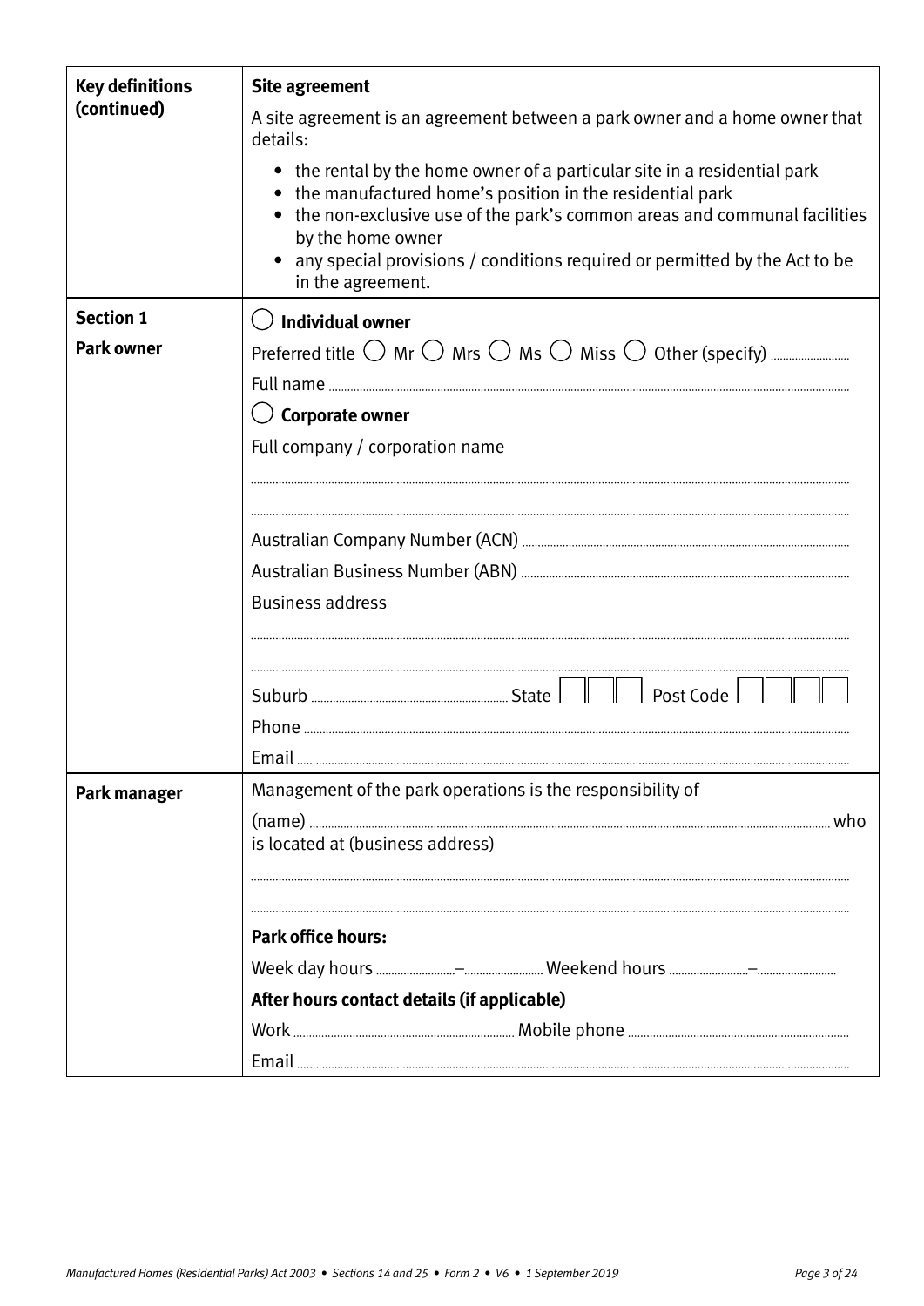| **Key definitions (continued)** | **Site agreement**<br>A site agreement is an agreement between a park owner and a home owner that details:<br>• the rental by the home owner of a particular site in a residential park<br>• the manufactured home's position in the residential park<br>• the non-exclusive use of the park's common areas and communal facilities by the home owner<br>• any special provisions / conditions required or permitted by the Act to be in the agreement. |
|---|---|
| **Section 1**<br>**Park owner** | ◯ **Individual owner**<br>Preferred title ◯ Mr ◯ Mrs ◯ Ms ◯ Miss ◯ Other (specify) ..........<br>Full name ..........<br>◯ **Corporate owner**<br>Full company / corporation name<br>..........<br>..........<br>Australian Company Number (ACN) ..........<br>Australian Business Number (ABN) ..........<br>Business address<br>..........<br>..........<br>Suburb .......... State ☐☐☐ Post Code ☐☐☐☐<br>Phone ..........<br>Email .......... |
| **Park manager** | Management of the park operations is the responsibility of<br>(name) .......... who is located at (business address)<br>..........<br>..........<br>**Park office hours:**<br>Week day hours ..........–.......... Weekend hours ..........–..........<br>**After hours contact details (if applicable)**<br>Work .......... Mobile phone ..........<br>Email .......... |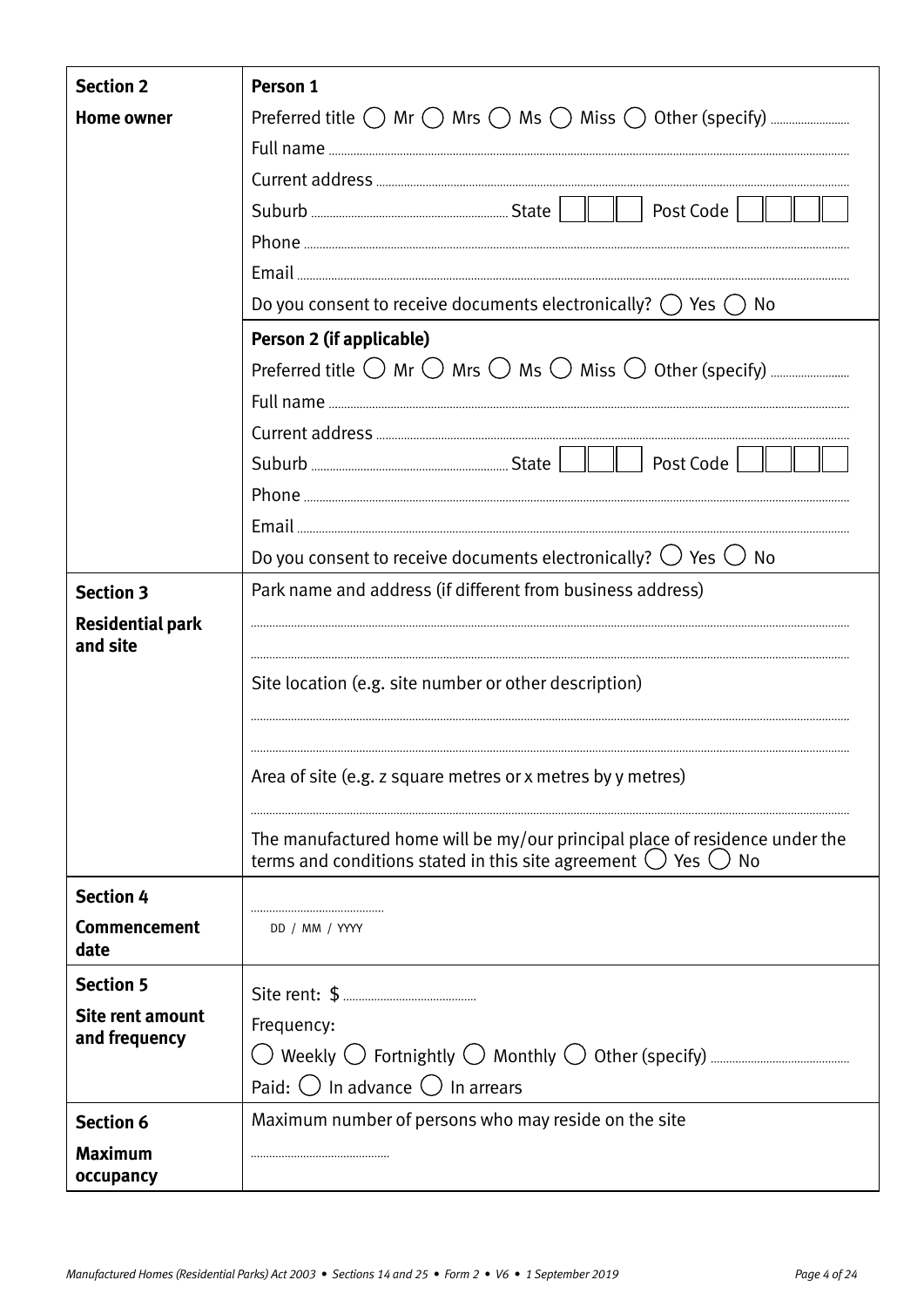| | |
|---|---|
| **Section 2** **Home owner** | **Person 1** |
| | Preferred title ◯ Mr ◯ Mrs ◯ Ms ◯ Miss ◯ Other (specify) .......................... |
| | Full name ........................................................................................................ |
| | Current address ................................................................................................ |
| | Suburb ................................................ State ☐☐☐ Post Code ☐☐☐☐ |
| | Phone ............................................................................................................. |
| | Email .............................................................................................................. |
| | Do you consent to receive documents electronically? ◯ Yes ◯ No |
| | **Person 2 (if applicable)** |
| | Preferred title ◯ Mr ◯ Mrs ◯ Ms ◯ Miss ◯ Other (specify) .......................... |
| | Full name ........................................................................................................ |
| | Current address ................................................................................................ |
| | Suburb ................................................ State ☐☐☐ Post Code ☐☐☐☐ |
| | Phone ............................................................................................................. |
| | Email .............................................................................................................. |
| | Do you consent to receive documents electronically? ◯ Yes ◯ No |
| **Section 3** **Residential park and site** | Park name and address (if different from business address) |
| | ....................................................................................................................... |
| | ....................................................................................................................... |
| | Site location (e.g. site number or other description) |
| | ....................................................................................................................... |
| | ....................................................................................................................... |
| | Area of site (e.g. z square metres or x metres by y metres) |
| | ....................................................................................................................... |
| | The manufactured home will be my/our principal place of residence under the terms and conditions stated in this site agreement ◯ Yes ◯ No |
| **Section 4** **Commencement date** | ............................................ DD / MM / YYYY |
| **Section 5** **Site rent amount and frequency** | Site rent: $ ............................................ |
| | Frequency: |
| | ◯ Weekly ◯ Fortnightly ◯ Monthly ◯ Other (specify) ............................................ |
| | Paid: ◯ In advance ◯ In arrears |
| **Section 6** **Maximum occupancy** | Maximum number of persons who may reside on the site |
| | ............................................ |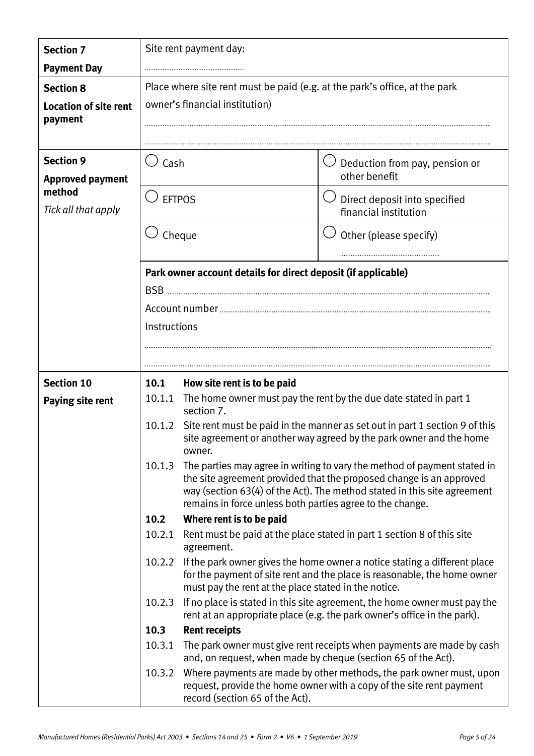| | |
|---|---|
| **Section 7** **Payment Day** | Site rent payment day: ......................................................... |
| **Section 8** **Location of site rent payment** | Place where site rent must be paid (e.g. at the park's office, at the park owner's financial institution) ......................................................... ......................................................... |

**Section 9**
**Approved payment method**
*Tick all that apply*

| | |
|---|---|
| ◯ Cash | ◯ Deduction from pay, pension or other benefit |
| ◯ EFTPOS | ◯ Direct deposit into specified financial institution |
| ◯ Cheque | ◯ Other (please specify) ......................................................... |

**Park owner account details for direct deposit (if applicable)**

BSB .........................................................

Account number .........................................................

Instructions

.........................................................

.........................................................

**Section 10**
**Paying site rent**

**10.1 How site rent is to be paid**

10.1.1 The home owner must pay the rent by the due date stated in part 1 section 7.

10.1.2 Site rent must be paid in the manner as set out in part 1 section 9 of this site agreement or another way agreed by the park owner and the home owner.

10.1.3 The parties may agree in writing to vary the method of payment stated in the site agreement provided that the proposed change is an approved way (section 63(4) of the Act). The method stated in this site agreement remains in force unless both parties agree to the change.

**10.2 Where rent is to be paid**

10.2.1 Rent must be paid at the place stated in part 1 section 8 of this site agreement.

10.2.2 If the park owner gives the home owner a notice stating a different place for the payment of site rent and the place is reasonable, the home owner must pay the rent at the place stated in the notice.

10.2.3 If no place is stated in this site agreement, the home owner must pay the rent at an appropriate place (e.g. the park owner's office in the park).

**10.3 Rent receipts**

10.3.1 The park owner must give rent receipts when payments are made by cash and, on request, when made by cheque (section 65 of the Act).

10.3.2 Where payments are made by other methods, the park owner must, upon request, provide the home owner with a copy of the site rent payment record (section 65 of the Act).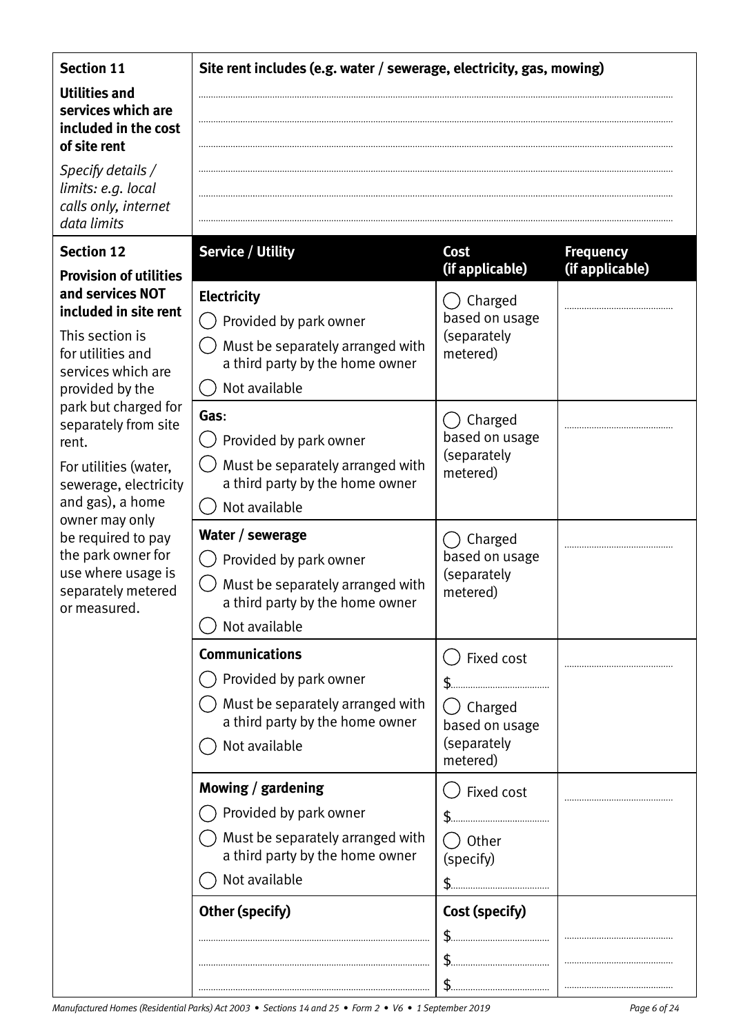| **Section 11** | **Site rent includes (e.g. water / sewerage, electricity, gas, mowing)** | | |
|---|---|---|---|
| **Utilities and services which are included in the cost of site rent**<br><br>*Specify details / limits: e.g. local calls only, internet data limits* | ..............................<br>..............................<br>..............................<br>..............................<br>..............................<br>.............................. | | |
| **Section 12** | **Service / Utility** | **Cost (if applicable)** | **Frequency (if applicable)** |
| **Provision of utilities and services NOT included in site rent**<br><br>This section is for utilities and services which are provided by the park but charged for separately from site rent.<br><br>For utilities (water, sewerage, electricity and gas), a home owner may only be required to pay the park owner for use where usage is separately metered or measured. | **Electricity**<br>◯ Provided by park owner<br>◯ Must be separately arranged with a third party by the home owner<br>◯ Not available | ◯ Charged based on usage (separately metered) | .............................. |
| | **Gas**:<br>◯ Provided by park owner<br>◯ Must be separately arranged with a third party by the home owner<br>◯ Not available | ◯ Charged based on usage (separately metered) | .............................. |
| | **Water / sewerage**<br>◯ Provided by park owner<br>◯ Must be separately arranged with a third party by the home owner<br>◯ Not available | ◯ Charged based on usage (separately metered) | .............................. |
| | **Communications**<br>◯ Provided by park owner<br>◯ Must be separately arranged with a third party by the home owner<br>◯ Not available | ◯ Fixed cost<br>$..............................<br>◯ Charged based on usage (separately metered) | .............................. |
| | **Mowing / gardening**<br>◯ Provided by park owner<br>◯ Must be separately arranged with a third party by the home owner<br>◯ Not available | ◯ Fixed cost<br>$..............................<br>◯ Other (specify)<br>$.............................. | .............................. |
| | **Other (specify)** | **Cost (specify)** | |
| | .............................. | $.............................. | .............................. |
| | .............................. | $.............................. | .............................. |
| | .............................. | $.............................. | .............................. |

*Manufactured Homes (Residential Parks) Act 2003 • Sections 14 and 25 • Form 2 • V6 • 1 September 2019*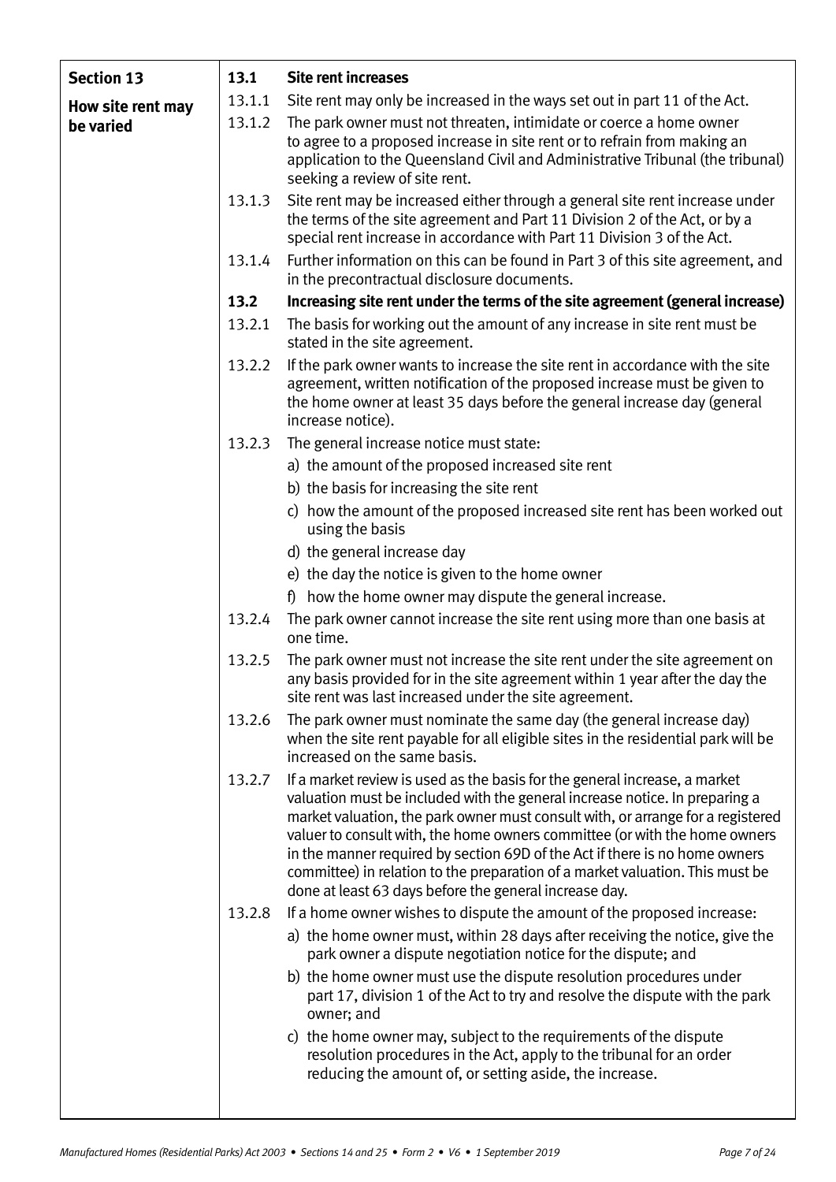## Section 13

### How site rent may be varied

**13.1 Site rent increases**

13.1.1 Site rent may only be increased in the ways set out in part 11 of the Act.

13.1.2 The park owner must not threaten, intimidate or coerce a home owner to agree to a proposed increase in site rent or to refrain from making an application to the Queensland Civil and Administrative Tribunal (the tribunal) seeking a review of site rent.

13.1.3 Site rent may be increased either through a general site rent increase under the terms of the site agreement and Part 11 Division 2 of the Act, or by a special rent increase in accordance with Part 11 Division 3 of the Act.

13.1.4 Further information on this can be found in Part 3 of this site agreement, and in the precontractual disclosure documents.

**13.2 Increasing site rent under the terms of the site agreement (general increase)**

13.2.1 The basis for working out the amount of any increase in site rent must be stated in the site agreement.

13.2.2 If the park owner wants to increase the site rent in accordance with the site agreement, written notification of the proposed increase must be given to the home owner at least 35 days before the general increase day (general increase notice).

13.2.3 The general increase notice must state:

a) the amount of the proposed increased site rent

b) the basis for increasing the site rent

c) how the amount of the proposed increased site rent has been worked out using the basis

d) the general increase day

e) the day the notice is given to the home owner

f) how the home owner may dispute the general increase.

13.2.4 The park owner cannot increase the site rent using more than one basis at one time.

13.2.5 The park owner must not increase the site rent under the site agreement on any basis provided for in the site agreement within 1 year after the day the site rent was last increased under the site agreement.

13.2.6 The park owner must nominate the same day (the general increase day) when the site rent payable for all eligible sites in the residential park will be increased on the same basis.

13.2.7 If a market review is used as the basis for the general increase, a market valuation must be included with the general increase notice. In preparing a market valuation, the park owner must consult with, or arrange for a registered valuer to consult with, the home owners committee (or with the home owners in the manner required by section 69D of the Act if there is no home owners committee) in relation to the preparation of a market valuation. This must be done at least 63 days before the general increase day.

13.2.8 If a home owner wishes to dispute the amount of the proposed increase:

a) the home owner must, within 28 days after receiving the notice, give the park owner a dispute negotiation notice for the dispute; and

b) the home owner must use the dispute resolution procedures under part 17, division 1 of the Act to try and resolve the dispute with the park owner; and

c) the home owner may, subject to the requirements of the dispute resolution procedures in the Act, apply to the tribunal for an order reducing the amount of, or setting aside, the increase.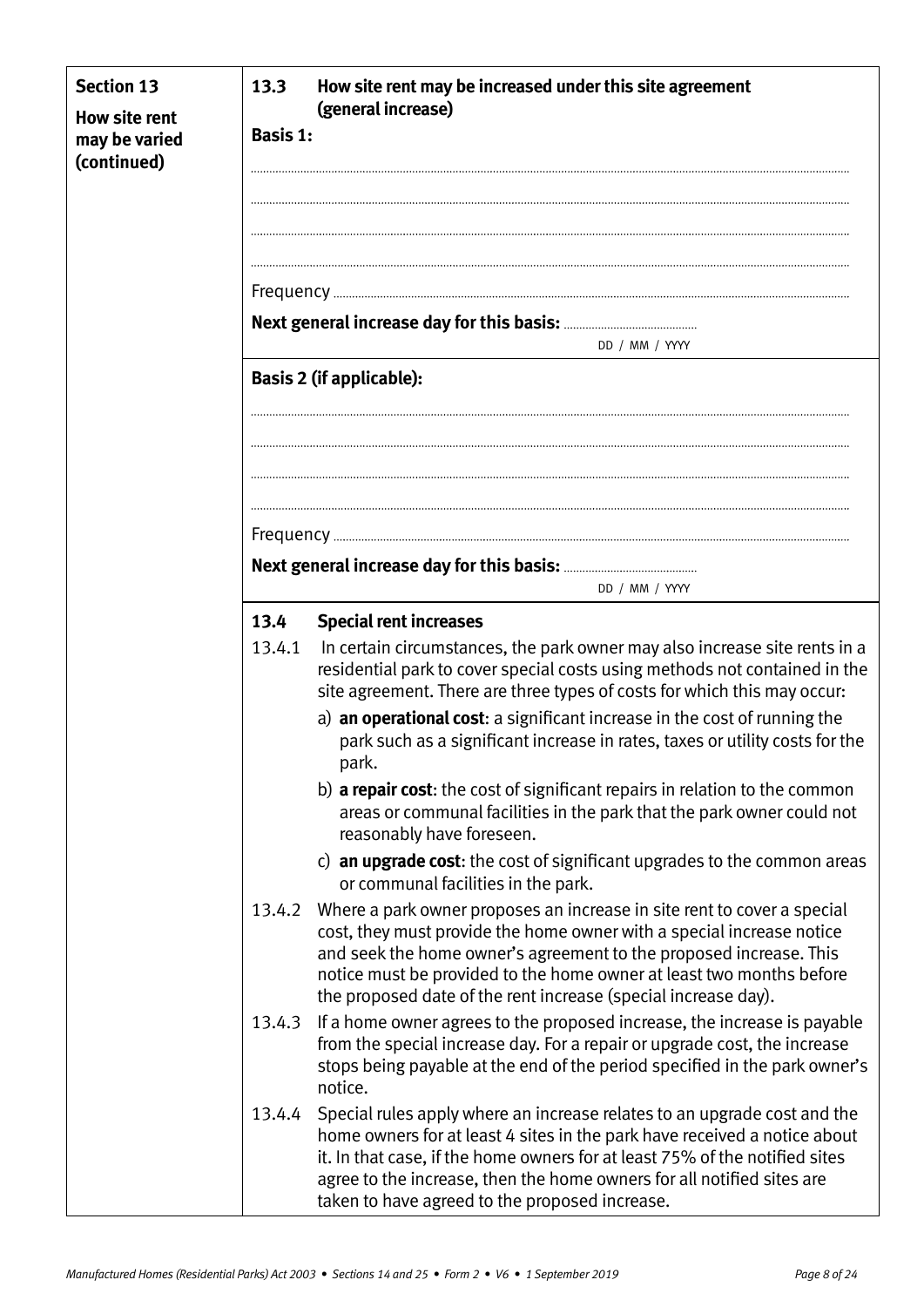**Section 13**

**How site rent may be varied (continued)**

### 13.3 How site rent may be increased under this site agreement (general increase)

**Basis 1:**

.................................................................................................................................................

.................................................................................................................................................

.................................................................................................................................................

.................................................................................................................................................

Frequency ..................................................................................................................................

**Next general increase day for this basis:** ..........................................
DD / MM / YYYY

**Basis 2 (if applicable):**

.................................................................................................................................................

.................................................................................................................................................

.................................................................................................................................................

.................................................................................................................................................

Frequency ..................................................................................................................................

**Next general increase day for this basis:** ..........................................
DD / MM / YYYY

### 13.4 Special rent increases

13.4.1 In certain circumstances, the park owner may also increase site rents in a residential park to cover special costs using methods not contained in the site agreement. There are three types of costs for which this may occur:

a) **an operational cost**: a significant increase in the cost of running the park such as a significant increase in rates, taxes or utility costs for the park.

b) **a repair cost**: the cost of significant repairs in relation to the common areas or communal facilities in the park that the park owner could not reasonably have foreseen.

c) **an upgrade cost**: the cost of significant upgrades to the common areas or communal facilities in the park.

13.4.2 Where a park owner proposes an increase in site rent to cover a special cost, they must provide the home owner with a special increase notice and seek the home owner's agreement to the proposed increase. This notice must be provided to the home owner at least two months before the proposed date of the rent increase (special increase day).

13.4.3 If a home owner agrees to the proposed increase, the increase is payable from the special increase day. For a repair or upgrade cost, the increase stops being payable at the end of the period specified in the park owner's notice.

13.4.4 Special rules apply where an increase relates to an upgrade cost and the home owners for at least 4 sites in the park have received a notice about it. In that case, if the home owners for at least 75% of the notified sites agree to the increase, then the home owners for all notified sites are taken to have agreed to the proposed increase.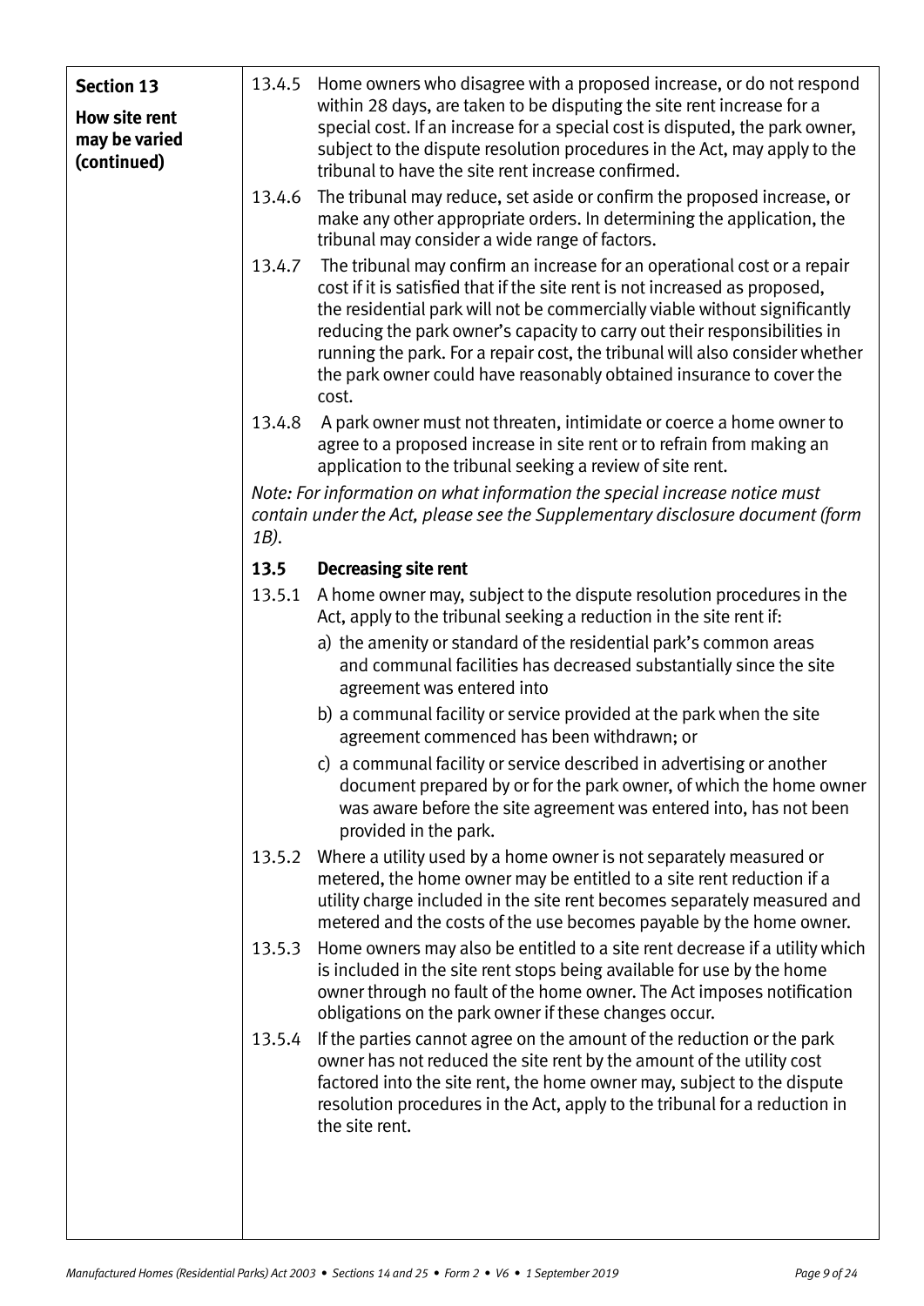**Section 13**

**How site rent may be varied (continued)**

13.4.5 Home owners who disagree with a proposed increase, or do not respond within 28 days, are taken to be disputing the site rent increase for a special cost. If an increase for a special cost is disputed, the park owner, subject to the dispute resolution procedures in the Act, may apply to the tribunal to have the site rent increase confirmed.

13.4.6 The tribunal may reduce, set aside or confirm the proposed increase, or make any other appropriate orders. In determining the application, the tribunal may consider a wide range of factors.

13.4.7 The tribunal may confirm an increase for an operational cost or a repair cost if it is satisfied that if the site rent is not increased as proposed, the residential park will not be commercially viable without significantly reducing the park owner's capacity to carry out their responsibilities in running the park. For a repair cost, the tribunal will also consider whether the park owner could have reasonably obtained insurance to cover the cost.

13.4.8 A park owner must not threaten, intimidate or coerce a home owner to agree to a proposed increase in site rent or to refrain from making an application to the tribunal seeking a review of site rent.

*Note: For information on what information the special increase notice must contain under the Act, please see the Supplementary disclosure document (form 1B).*

### 13.5 Decreasing site rent

13.5.1 A home owner may, subject to the dispute resolution procedures in the Act, apply to the tribunal seeking a reduction in the site rent if:

a) the amenity or standard of the residential park's common areas and communal facilities has decreased substantially since the site agreement was entered into

b) a communal facility or service provided at the park when the site agreement commenced has been withdrawn; or

c) a communal facility or service described in advertising or another document prepared by or for the park owner, of which the home owner was aware before the site agreement was entered into, has not been provided in the park.

13.5.2 Where a utility used by a home owner is not separately measured or metered, the home owner may be entitled to a site rent reduction if a utility charge included in the site rent becomes separately measured and metered and the costs of the use becomes payable by the home owner.

13.5.3 Home owners may also be entitled to a site rent decrease if a utility which is included in the site rent stops being available for use by the home owner through no fault of the home owner. The Act imposes notification obligations on the park owner if these changes occur.

13.5.4 If the parties cannot agree on the amount of the reduction or the park owner has not reduced the site rent by the amount of the utility cost factored into the site rent, the home owner may, subject to the dispute resolution procedures in the Act, apply to the tribunal for a reduction in the site rent.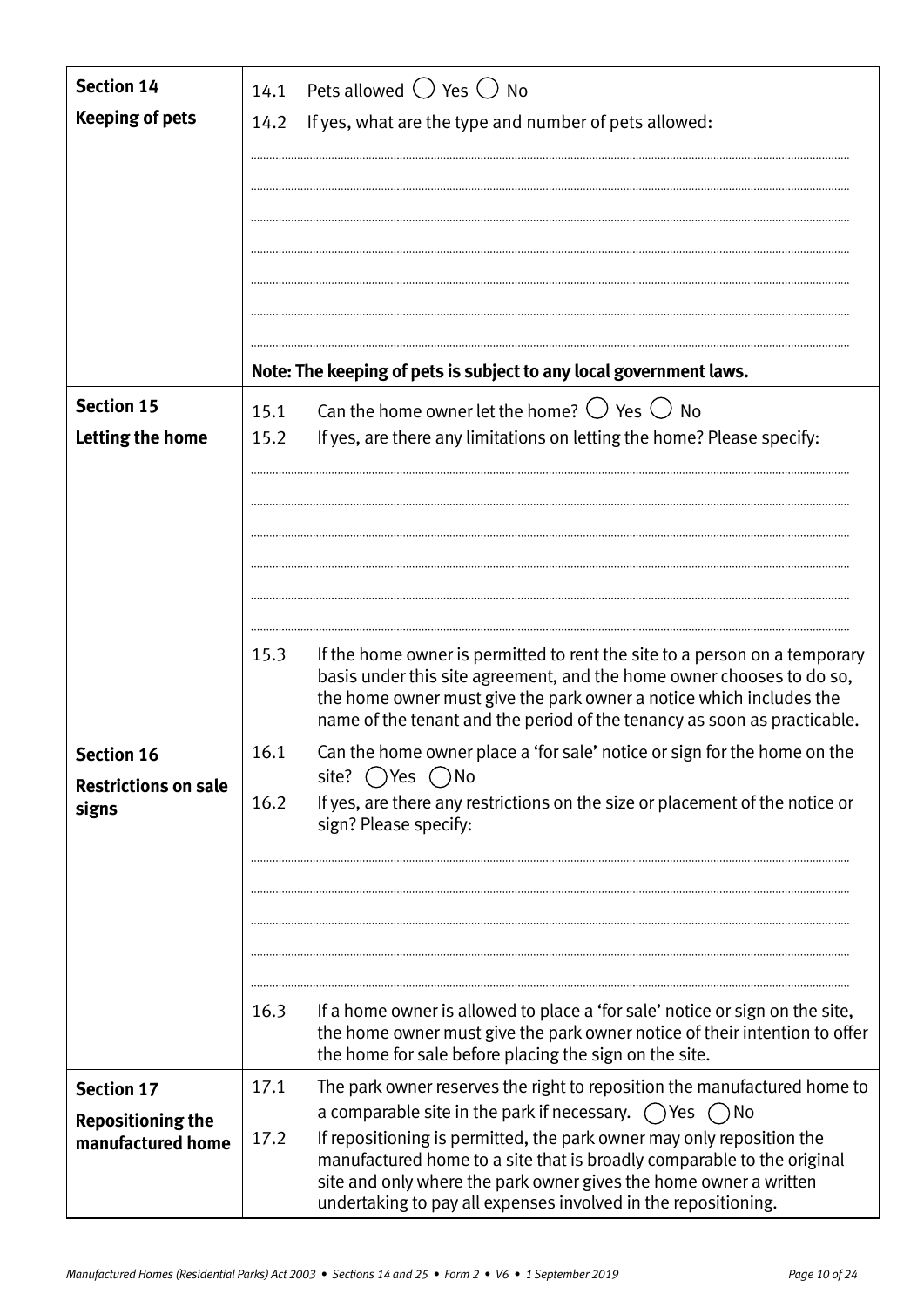| | |
|---|---|
| **Section 14**<br>**Keeping of pets** | 14.1 Pets allowed ◯ Yes ◯ No<br>14.2 If yes, what are the type and number of pets allowed:<br>.......................................................................................................................<br>.......................................................................................................................<br>.......................................................................................................................<br>.......................................................................................................................<br>.......................................................................................................................<br>.......................................................................................................................<br>.......................................................................................................................<br>**Note: The keeping of pets is subject to any local government laws.** |
| **Section 15**<br>**Letting the home** | 15.1 Can the home owner let the home? ◯ Yes ◯ No<br>15.2 If yes, are there any limitations on letting the home? Please specify:<br>.......................................................................................................................<br>.......................................................................................................................<br>.......................................................................................................................<br>.......................................................................................................................<br>.......................................................................................................................<br>.......................................................................................................................<br>15.3 If the home owner is permitted to rent the site to a person on a temporary basis under this site agreement, and the home owner chooses to do so, the home owner must give the park owner a notice which includes the name of the tenant and the period of the tenancy as soon as practicable. |
| **Section 16**<br>**Restrictions on sale signs** | 16.1 Can the home owner place a 'for sale' notice or sign for the home on the site? ◯ Yes ◯ No<br>16.2 If yes, are there any restrictions on the size or placement of the notice or sign? Please specify:<br>.......................................................................................................................<br>.......................................................................................................................<br>.......................................................................................................................<br>.......................................................................................................................<br>.......................................................................................................................<br>16.3 If a home owner is allowed to place a 'for sale' notice or sign on the site, the home owner must give the park owner notice of their intention to offer the home for sale before placing the sign on the site. |
| **Section 17**<br>**Repositioning the manufactured home** | 17.1 The park owner reserves the right to reposition the manufactured home to a comparable site in the park if necessary. ◯ Yes ◯ No<br>17.2 If repositioning is permitted, the park owner may only reposition the manufactured home to a site that is broadly comparable to the original site and only where the park owner gives the home owner a written undertaking to pay all expenses involved in the repositioning. |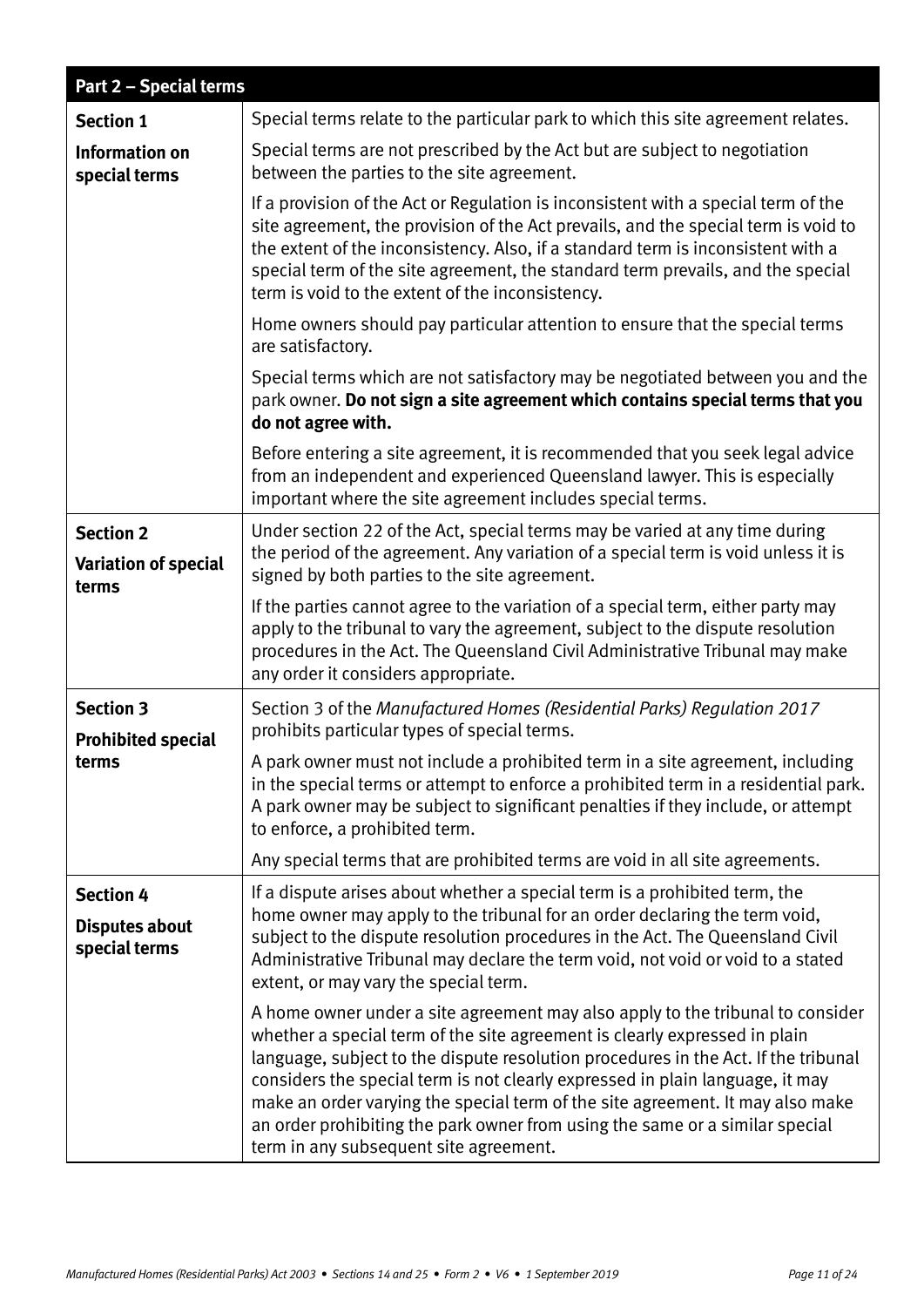| Part 2 – Special terms | |
|---|---|
| **Section 1**<br><br>**Information on special terms** | Special terms relate to the particular park to which this site agreement relates.<br><br>Special terms are not prescribed by the Act but are subject to negotiation between the parties to the site agreement.<br><br>If a provision of the Act or Regulation is inconsistent with a special term of the site agreement, the provision of the Act prevails, and the special term is void to the extent of the inconsistency. Also, if a standard term is inconsistent with a special term of the site agreement, the standard term prevails, and the special term is void to the extent of the inconsistency.<br><br>Home owners should pay particular attention to ensure that the special terms are satisfactory.<br><br>Special terms which are not satisfactory may be negotiated between you and the park owner. **Do not sign a site agreement which contains special terms that you do not agree with.**<br><br>Before entering a site agreement, it is recommended that you seek legal advice from an independent and experienced Queensland lawyer. This is especially important where the site agreement includes special terms. |
| **Section 2**<br><br>**Variation of special terms** | Under section 22 of the Act, special terms may be varied at any time during the period of the agreement. Any variation of a special term is void unless it is signed by both parties to the site agreement.<br><br>If the parties cannot agree to the variation of a special term, either party may apply to the tribunal to vary the agreement, subject to the dispute resolution procedures in the Act. The Queensland Civil Administrative Tribunal may make any order it considers appropriate. |
| **Section 3**<br><br>**Prohibited special terms** | Section 3 of the *Manufactured Homes (Residential Parks) Regulation 2017* prohibits particular types of special terms.<br><br>A park owner must not include a prohibited term in a site agreement, including in the special terms or attempt to enforce a prohibited term in a residential park. A park owner may be subject to significant penalties if they include, or attempt to enforce, a prohibited term.<br><br>Any special terms that are prohibited terms are void in all site agreements. |
| **Section 4**<br><br>**Disputes about special terms** | If a dispute arises about whether a special term is a prohibited term, the home owner may apply to the tribunal for an order declaring the term void, subject to the dispute resolution procedures in the Act. The Queensland Civil Administrative Tribunal may declare the term void, not void or void to a stated extent, or may vary the special term.<br><br>A home owner under a site agreement may also apply to the tribunal to consider whether a special term of the site agreement is clearly expressed in plain language, subject to the dispute resolution procedures in the Act. If the tribunal considers the special term is not clearly expressed in plain language, it may make an order varying the special term of the site agreement. It may also make an order prohibiting the park owner from using the same or a similar special term in any subsequent site agreement. |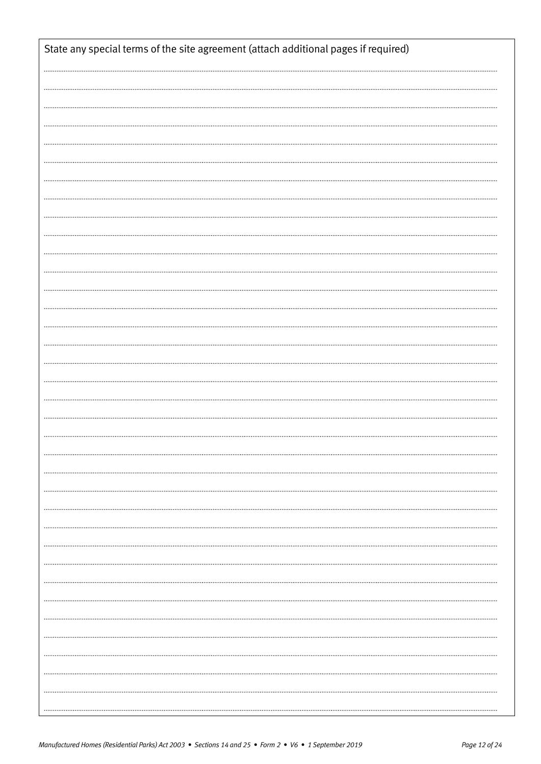State any special terms of the site agreement (attach additional pages if required)

..............................................................................................................................................................................................................................

..............................................................................................................................................................................................................................

..............................................................................................................................................................................................................................

..............................................................................................................................................................................................................................

..............................................................................................................................................................................................................................

..............................................................................................................................................................................................................................

..............................................................................................................................................................................................................................

..............................................................................................................................................................................................................................

..............................................................................................................................................................................................................................

..............................................................................................................................................................................................................................

..............................................................................................................................................................................................................................

..............................................................................................................................................................................................................................

..............................................................................................................................................................................................................................

..............................................................................................................................................................................................................................

..............................................................................................................................................................................................................................

..............................................................................................................................................................................................................................

..............................................................................................................................................................................................................................

..............................................................................................................................................................................................................................

..............................................................................................................................................................................................................................

..............................................................................................................................................................................................................................

..............................................................................................................................................................................................................................

..............................................................................................................................................................................................................................

..............................................................................................................................................................................................................................

..............................................................................................................................................................................................................................

..............................................................................................................................................................................................................................

..............................................................................................................................................................................................................................

..............................................................................................................................................................................................................................

..............................................................................................................................................................................................................................

..............................................................................................................................................................................................................................

..............................................................................................................................................................................................................................

..............................................................................................................................................................................................................................

..............................................................................................................................................................................................................................

..............................................................................................................................................................................................................................

..............................................................................................................................................................................................................................

..............................................................................................................................................................................................................................

..............................................................................................................................................................................................................................

..............................................................................................................................................................................................................................

*Manufactured Homes (Residential Parks) Act 2003 • Sections 14 and 25 • Form 2 • V6 • 1 September 2019*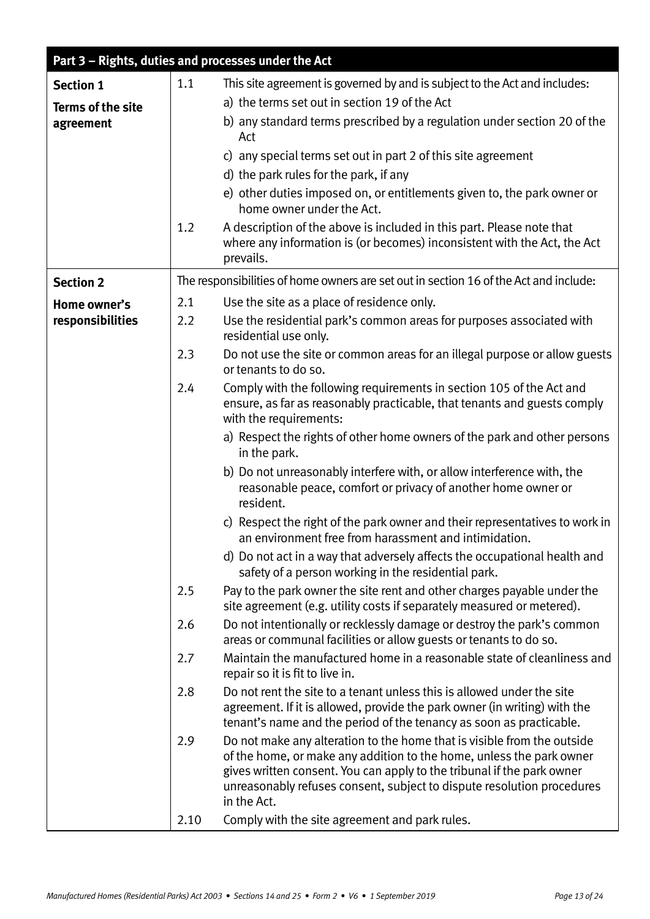## Part 3 – Rights, duties and processes under the Act

### Section 1 — Terms of the site agreement

1.1 This site agreement is governed by and is subject to the Act and includes:

a) the terms set out in section 19 of the Act

b) any standard terms prescribed by a regulation under section 20 of the Act

c) any special terms set out in part 2 of this site agreement

d) the park rules for the park, if any

e) other duties imposed on, or entitlements given to, the park owner or home owner under the Act.

1.2 A description of the above is included in this part. Please note that where any information is (or becomes) inconsistent with the Act, the Act prevails.

### Section 2 — Home owner's responsibilities

The responsibilities of home owners are set out in section 16 of the Act and include:

2.1 Use the site as a place of residence only.

2.2 Use the residential park's common areas for purposes associated with residential use only.

2.3 Do not use the site or common areas for an illegal purpose or allow guests or tenants to do so.

2.4 Comply with the following requirements in section 105 of the Act and ensure, as far as reasonably practicable, that tenants and guests comply with the requirements:

a) Respect the rights of other home owners of the park and other persons in the park.

b) Do not unreasonably interfere with, or allow interference with, the reasonable peace, comfort or privacy of another home owner or resident.

c) Respect the right of the park owner and their representatives to work in an environment free from harassment and intimidation.

d) Do not act in a way that adversely affects the occupational health and safety of a person working in the residential park.

2.5 Pay to the park owner the site rent and other charges payable under the site agreement (e.g. utility costs if separately measured or metered).

2.6 Do not intentionally or recklessly damage or destroy the park's common areas or communal facilities or allow guests or tenants to do so.

2.7 Maintain the manufactured home in a reasonable state of cleanliness and repair so it is fit to live in.

2.8 Do not rent the site to a tenant unless this is allowed under the site agreement. If it is allowed, provide the park owner (in writing) with the tenant's name and the period of the tenancy as soon as practicable.

2.9 Do not make any alteration to the home that is visible from the outside of the home, or make any addition to the home, unless the park owner gives written consent. You can apply to the tribunal if the park owner unreasonably refuses consent, subject to dispute resolution procedures in the Act.

2.10 Comply with the site agreement and park rules.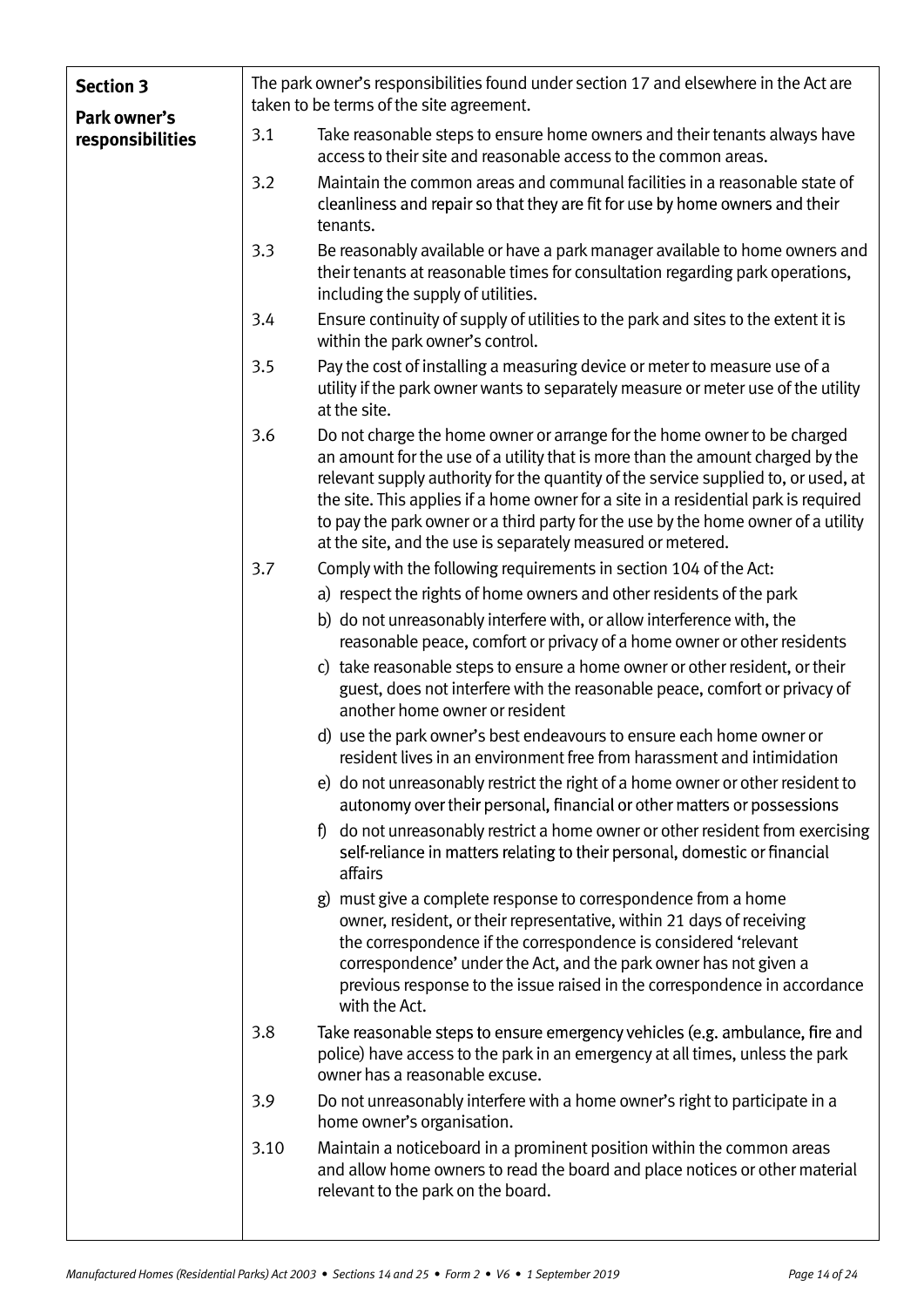## Section 3

**Park owner's responsibilities**

The park owner's responsibilities found under section 17 and elsewhere in the Act are taken to be terms of the site agreement.

3.1 Take reasonable steps to ensure home owners and their tenants always have access to their site and reasonable access to the common areas.

3.2 Maintain the common areas and communal facilities in a reasonable state of cleanliness and repair so that they are fit for use by home owners and their tenants.

3.3 Be reasonably available or have a park manager available to home owners and their tenants at reasonable times for consultation regarding park operations, including the supply of utilities.

3.4 Ensure continuity of supply of utilities to the park and sites to the extent it is within the park owner's control.

3.5 Pay the cost of installing a measuring device or meter to measure use of a utility if the park owner wants to separately measure or meter use of the utility at the site.

3.6 Do not charge the home owner or arrange for the home owner to be charged an amount for the use of a utility that is more than the amount charged by the relevant supply authority for the quantity of the service supplied to, or used, at the site. This applies if a home owner for a site in a residential park is required to pay the park owner or a third party for the use by the home owner of a utility at the site, and the use is separately measured or metered.

3.7 Comply with the following requirements in section 104 of the Act:

a) respect the rights of home owners and other residents of the park

b) do not unreasonably interfere with, or allow interference with, the reasonable peace, comfort or privacy of a home owner or other residents

c) take reasonable steps to ensure a home owner or other resident, or their guest, does not interfere with the reasonable peace, comfort or privacy of another home owner or resident

d) use the park owner's best endeavours to ensure each home owner or resident lives in an environment free from harassment and intimidation

e) do not unreasonably restrict the right of a home owner or other resident to autonomy over their personal, financial or other matters or possessions

f) do not unreasonably restrict a home owner or other resident from exercising self-reliance in matters relating to their personal, domestic or financial affairs

g) must give a complete response to correspondence from a home owner, resident, or their representative, within 21 days of receiving the correspondence if the correspondence is considered 'relevant correspondence' under the Act, and the park owner has not given a previous response to the issue raised in the correspondence in accordance with the Act.

3.8 Take reasonable steps to ensure emergency vehicles (e.g. ambulance, fire and police) have access to the park in an emergency at all times, unless the park owner has a reasonable excuse.

3.9 Do not unreasonably interfere with a home owner's right to participate in a home owner's organisation.

3.10 Maintain a noticeboard in a prominent position within the common areas and allow home owners to read the board and place notices or other material relevant to the park on the board.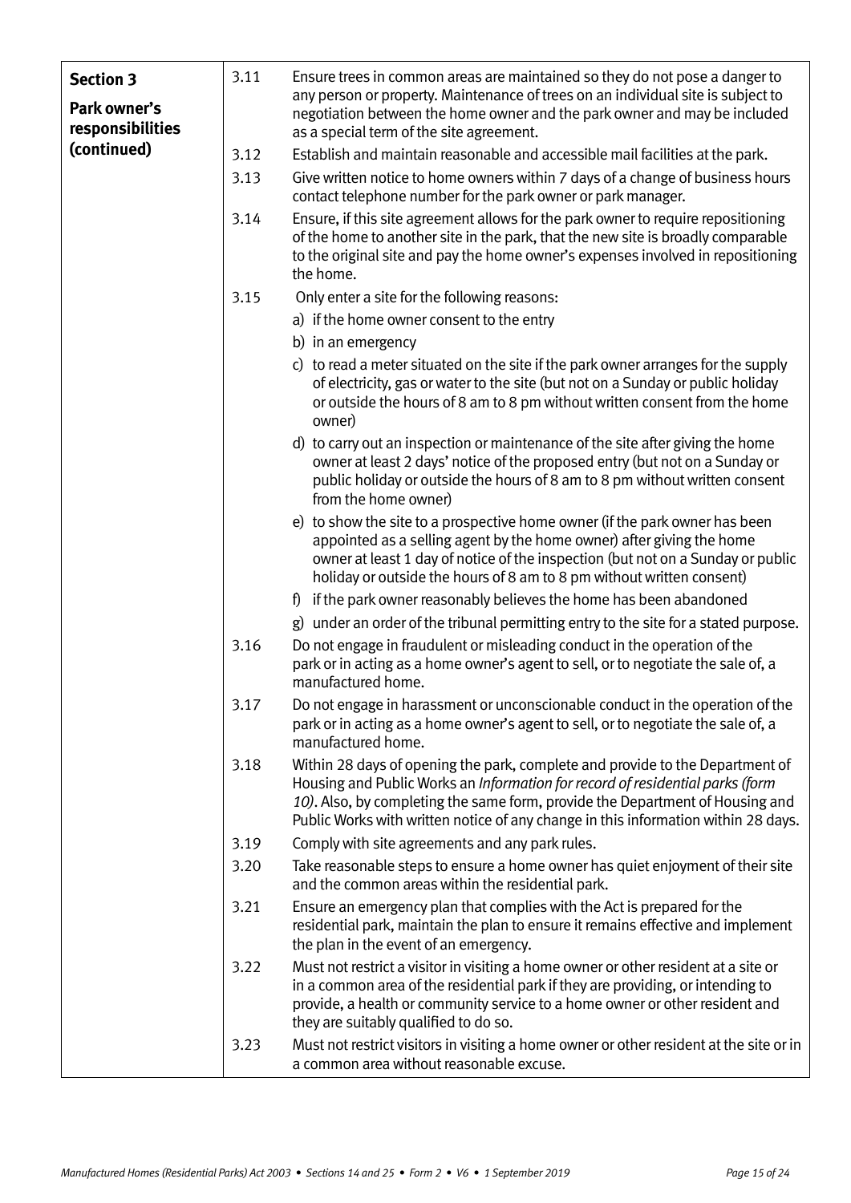| **Section 3** **Park owner's responsibilities (continued)** | | |
|---|---|---|
| | 3.11 | Ensure trees in common areas are maintained so they do not pose a danger to any person or property. Maintenance of trees on an individual site is subject to negotiation between the home owner and the park owner and may be included as a special term of the site agreement. |
| | 3.12 | Establish and maintain reasonable and accessible mail facilities at the park. |
| | 3.13 | Give written notice to home owners within 7 days of a change of business hours contact telephone number for the park owner or park manager. |
| | 3.14 | Ensure, if this site agreement allows for the park owner to require repositioning of the home to another site in the park, that the new site is broadly comparable to the original site and pay the home owner's expenses involved in repositioning the home. |
| | 3.15 | Only enter a site for the following reasons:<br>a) if the home owner consent to the entry<br>b) in an emergency<br>c) to read a meter situated on the site if the park owner arranges for the supply of electricity, gas or water to the site (but not on a Sunday or public holiday or outside the hours of 8 am to 8 pm without written consent from the home owner)<br>d) to carry out an inspection or maintenance of the site after giving the home owner at least 2 days' notice of the proposed entry (but not on a Sunday or public holiday or outside the hours of 8 am to 8 pm without written consent from the home owner)<br>e) to show the site to a prospective home owner (if the park owner has been appointed as a selling agent by the home owner) after giving the home owner at least 1 day of notice of the inspection (but not on a Sunday or public holiday or outside the hours of 8 am to 8 pm without written consent)<br>f) if the park owner reasonably believes the home has been abandoned<br>g) under an order of the tribunal permitting entry to the site for a stated purpose. |
| | 3.16 | Do not engage in fraudulent or misleading conduct in the operation of the park or in acting as a home owner's agent to sell, or to negotiate the sale of, a manufactured home. |
| | 3.17 | Do not engage in harassment or unconscionable conduct in the operation of the park or in acting as a home owner's agent to sell, or to negotiate the sale of, a manufactured home. |
| | 3.18 | Within 28 days of opening the park, complete and provide to the Department of Housing and Public Works an *Information for record of residential parks (form 10)*. Also, by completing the same form, provide the Department of Housing and Public Works with written notice of any change in this information within 28 days. |
| | 3.19 | Comply with site agreements and any park rules. |
| | 3.20 | Take reasonable steps to ensure a home owner has quiet enjoyment of their site and the common areas within the residential park. |
| | 3.21 | Ensure an emergency plan that complies with the Act is prepared for the residential park, maintain the plan to ensure it remains effective and implement the plan in the event of an emergency. |
| | 3.22 | Must not restrict a visitor in visiting a home owner or other resident at a site or in a common area of the residential park if they are providing, or intending to provide, a health or community service to a home owner or other resident and they are suitably qualified to do so. |
| | 3.23 | Must not restrict visitors in visiting a home owner or other resident at the site or in a common area without reasonable excuse. |

*Manufactured Homes (Residential Parks) Act 2003 • Sections 14 and 25 • Form 2 • V6 • 1 September 2019*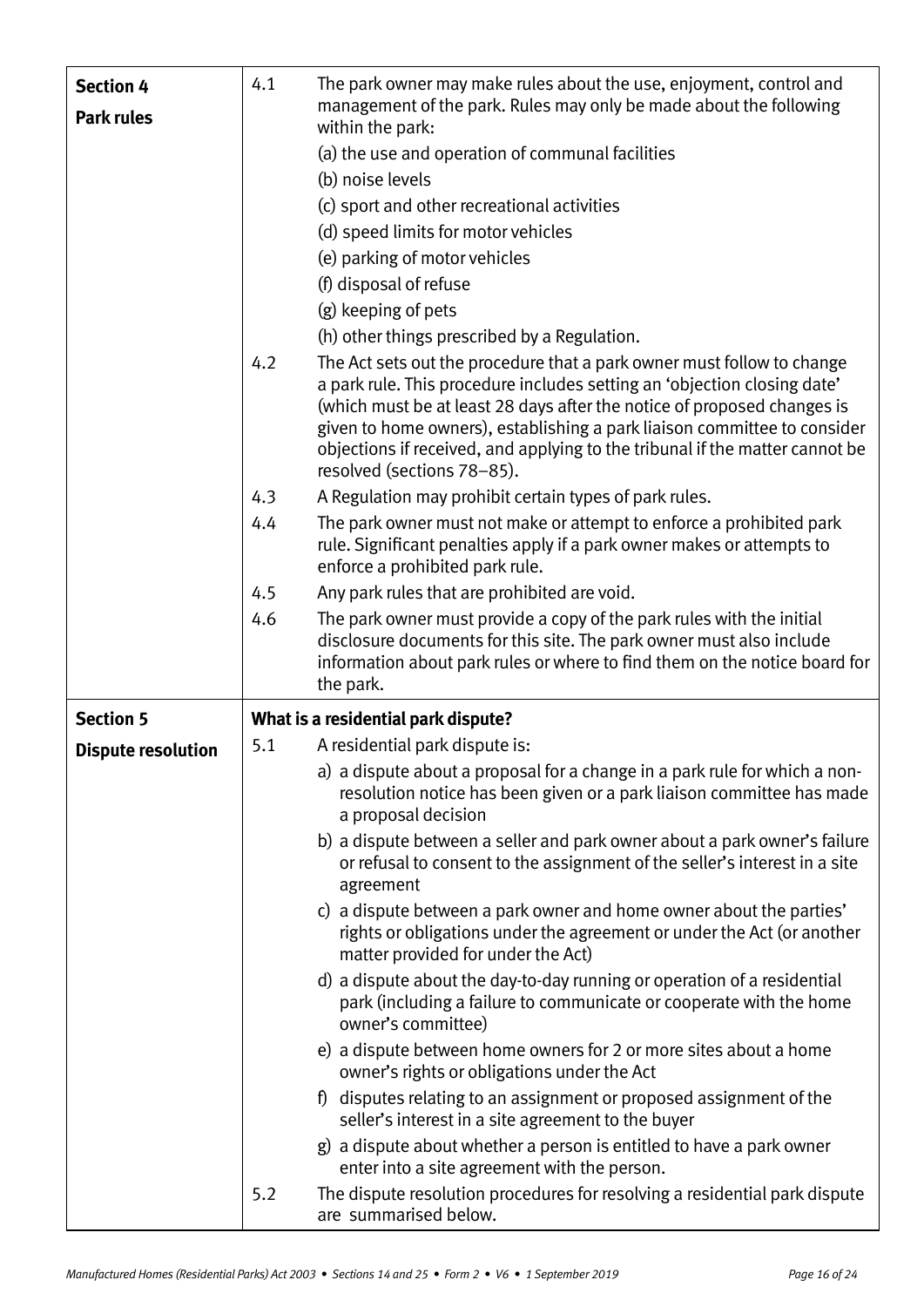| | | |
|---|---|---|
| **Section 4**<br><br>**Park rules** | 4.1 | The park owner may make rules about the use, enjoyment, control and management of the park. Rules may only be made about the following within the park:<br>(a) the use and operation of communal facilities<br>(b) noise levels<br>(c) sport and other recreational activities<br>(d) speed limits for motor vehicles<br>(e) parking of motor vehicles<br>(f) disposal of refuse<br>(g) keeping of pets<br>(h) other things prescribed by a Regulation. |
| | 4.2 | The Act sets out the procedure that a park owner must follow to change a park rule. This procedure includes setting an 'objection closing date' (which must be at least 28 days after the notice of proposed changes is given to home owners), establishing a park liaison committee to consider objections if received, and applying to the tribunal if the matter cannot be resolved (sections 78–85). |
| | 4.3 | A Regulation may prohibit certain types of park rules. |
| | 4.4 | The park owner must not make or attempt to enforce a prohibited park rule. Significant penalties apply if a park owner makes or attempts to enforce a prohibited park rule. |
| | 4.5 | Any park rules that are prohibited are void. |
| | 4.6 | The park owner must provide a copy of the park rules with the initial disclosure documents for this site. The park owner must also include information about park rules or where to find them on the notice board for the park. |
| **Section 5**<br><br>**Dispute resolution** | | **What is a residential park dispute?** |
| | 5.1 | A residential park dispute is:<br>a) a dispute about a proposal for a change in a park rule for which a non-resolution notice has been given or a park liaison committee has made a proposal decision<br>b) a dispute between a seller and park owner about a park owner's failure or refusal to consent to the assignment of the seller's interest in a site agreement<br>c) a dispute between a park owner and home owner about the parties' rights or obligations under the agreement or under the Act (or another matter provided for under the Act)<br>d) a dispute about the day-to-day running or operation of a residential park (including a failure to communicate or cooperate with the home owner's committee)<br>e) a dispute between home owners for 2 or more sites about a home owner's rights or obligations under the Act<br>f) disputes relating to an assignment or proposed assignment of the seller's interest in a site agreement to the buyer<br>g) a dispute about whether a person is entitled to have a park owner enter into a site agreement with the person. |
| | 5.2 | The dispute resolution procedures for resolving a residential park dispute are summarised below. |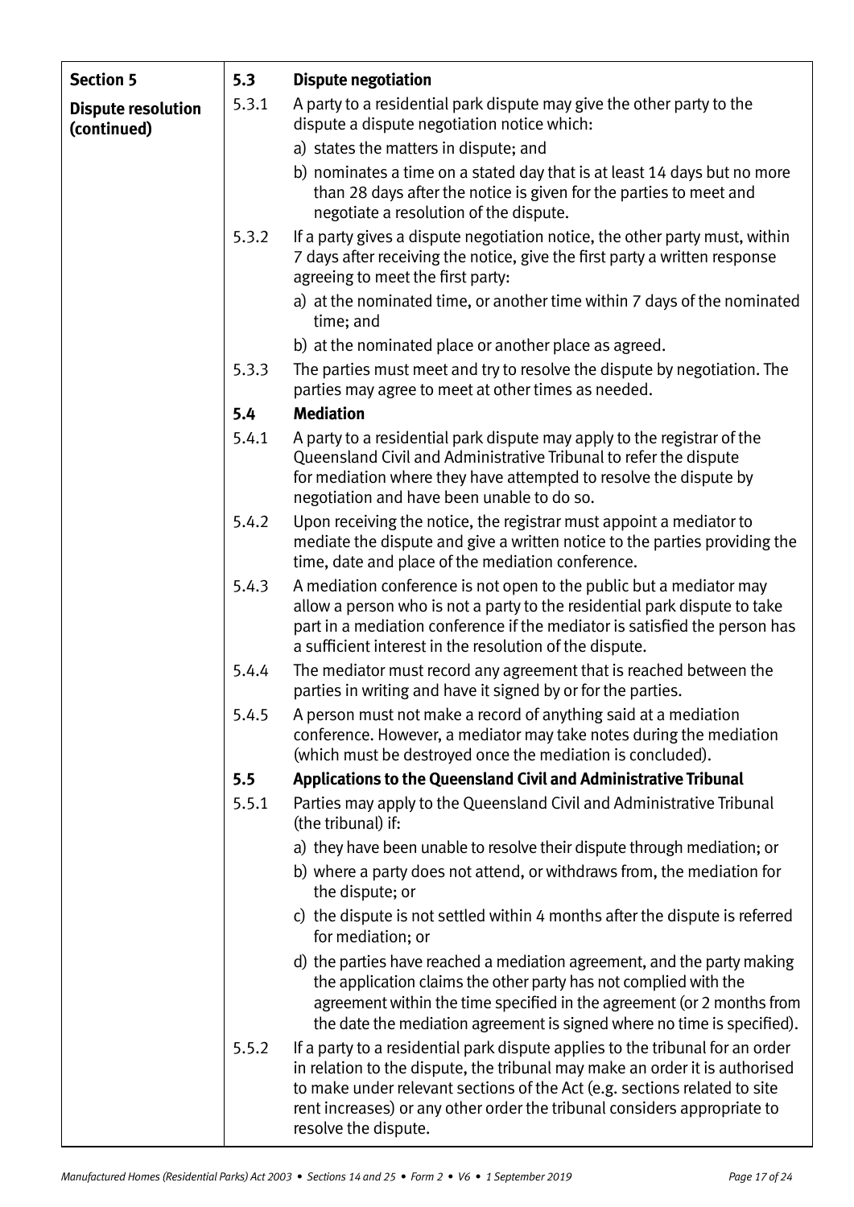**Section 5**

**Dispute resolution (continued)**

### 5.3 Dispute negotiation

5.3.1 A party to a residential park dispute may give the other party to the dispute a dispute negotiation notice which:

a) states the matters in dispute; and

b) nominates a time on a stated day that is at least 14 days but no more than 28 days after the notice is given for the parties to meet and negotiate a resolution of the dispute.

5.3.2 If a party gives a dispute negotiation notice, the other party must, within 7 days after receiving the notice, give the first party a written response agreeing to meet the first party:

a) at the nominated time, or another time within 7 days of the nominated time; and

b) at the nominated place or another place as agreed.

5.3.3 The parties must meet and try to resolve the dispute by negotiation. The parties may agree to meet at other times as needed.

### 5.4 Mediation

5.4.1 A party to a residential park dispute may apply to the registrar of the Queensland Civil and Administrative Tribunal to refer the dispute for mediation where they have attempted to resolve the dispute by negotiation and have been unable to do so.

5.4.2 Upon receiving the notice, the registrar must appoint a mediator to mediate the dispute and give a written notice to the parties providing the time, date and place of the mediation conference.

5.4.3 A mediation conference is not open to the public but a mediator may allow a person who is not a party to the residential park dispute to take part in a mediation conference if the mediator is satisfied the person has a sufficient interest in the resolution of the dispute.

5.4.4 The mediator must record any agreement that is reached between the parties in writing and have it signed by or for the parties.

5.4.5 A person must not make a record of anything said at a mediation conference. However, a mediator may take notes during the mediation (which must be destroyed once the mediation is concluded).

### 5.5 Applications to the Queensland Civil and Administrative Tribunal

5.5.1 Parties may apply to the Queensland Civil and Administrative Tribunal (the tribunal) if:

a) they have been unable to resolve their dispute through mediation; or

b) where a party does not attend, or withdraws from, the mediation for the dispute; or

c) the dispute is not settled within 4 months after the dispute is referred for mediation; or

d) the parties have reached a mediation agreement, and the party making the application claims the other party has not complied with the agreement within the time specified in the agreement (or 2 months from the date the mediation agreement is signed where no time is specified).

5.5.2 If a party to a residential park dispute applies to the tribunal for an order in relation to the dispute, the tribunal may make an order it is authorised to make under relevant sections of the Act (e.g. sections related to site rent increases) or any other order the tribunal considers appropriate to resolve the dispute.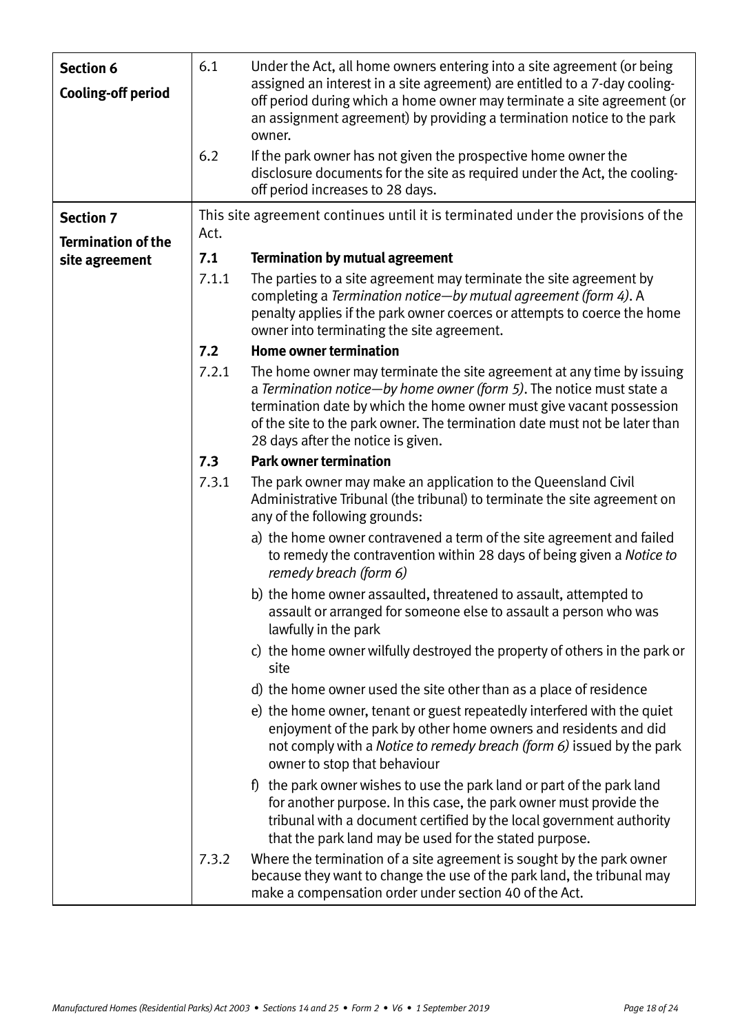| | | |
|---|---|---|
| **Section 6**<br>**Cooling-off period** | 6.1 | Under the Act, all home owners entering into a site agreement (or being assigned an interest in a site agreement) are entitled to a 7-day cooling-off period during which a home owner may terminate a site agreement (or an assignment agreement) by providing a termination notice to the park owner. |
| | 6.2 | If the park owner has not given the prospective home owner the disclosure documents for the site as required under the Act, the cooling-off period increases to 28 days. |
| **Section 7**<br>**Termination of the site agreement** | | This site agreement continues until it is terminated under the provisions of the Act. |
| | **7.1** | **Termination by mutual agreement** |
| | 7.1.1 | The parties to a site agreement may terminate the site agreement by completing a *Termination notice—by mutual agreement (form 4)*. A penalty applies if the park owner coerces or attempts to coerce the home owner into terminating the site agreement. |
| | **7.2** | **Home owner termination** |
| | 7.2.1 | The home owner may terminate the site agreement at any time by issuing a *Termination notice—by home owner (form 5)*. The notice must state a termination date by which the home owner must give vacant possession of the site to the park owner. The termination date must not be later than 28 days after the notice is given. |
| | **7.3** | **Park owner termination** |
| | 7.3.1 | The park owner may make an application to the Queensland Civil Administrative Tribunal (the tribunal) to terminate the site agreement on any of the following grounds:<br>a) the home owner contravened a term of the site agreement and failed to remedy the contravention within 28 days of being given a *Notice to remedy breach (form 6)*<br>b) the home owner assaulted, threatened to assault, attempted to assault or arranged for someone else to assault a person who was lawfully in the park<br>c) the home owner wilfully destroyed the property of others in the park or site<br>d) the home owner used the site other than as a place of residence<br>e) the home owner, tenant or guest repeatedly interfered with the quiet enjoyment of the park by other home owners and residents and did not comply with a *Notice to remedy breach (form 6)* issued by the park owner to stop that behaviour<br>f) the park owner wishes to use the park land or part of the park land for another purpose. In this case, the park owner must provide the tribunal with a document certified by the local government authority that the park land may be used for the stated purpose. |
| | 7.3.2 | Where the termination of a site agreement is sought by the park owner because they want to change the use of the park land, the tribunal may make a compensation order under section 40 of the Act. |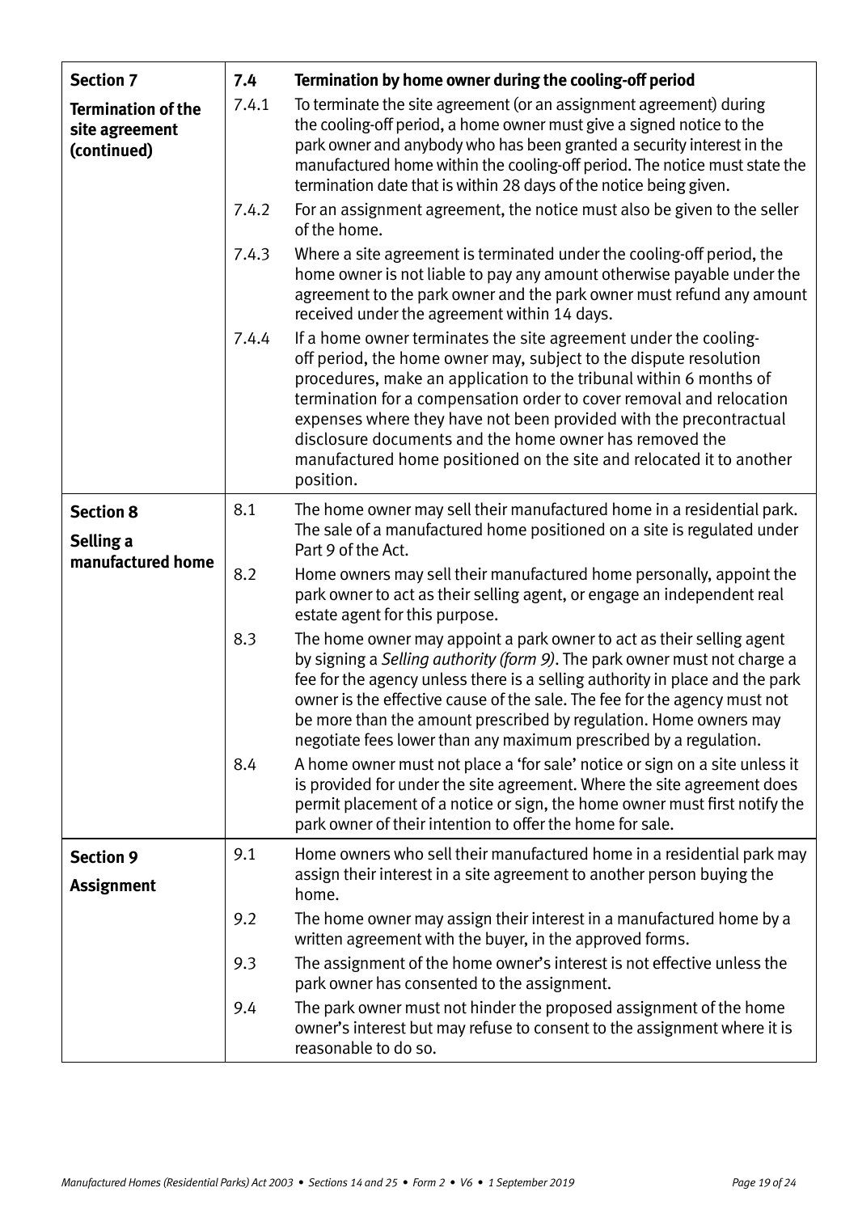| | | |
|---|---|---|
| **Section 7** **Termination of the site agreement (continued)** | **7.4** | **Termination by home owner during the cooling-off period** |
| | 7.4.1 | To terminate the site agreement (or an assignment agreement) during the cooling-off period, a home owner must give a signed notice to the park owner and anybody who has been granted a security interest in the manufactured home within the cooling-off period. The notice must state the termination date that is within 28 days of the notice being given. |
| | 7.4.2 | For an assignment agreement, the notice must also be given to the seller of the home. |
| | 7.4.3 | Where a site agreement is terminated under the cooling-off period, the home owner is not liable to pay any amount otherwise payable under the agreement to the park owner and the park owner must refund any amount received under the agreement within 14 days. |
| | 7.4.4 | If a home owner terminates the site agreement under the cooling-off period, the home owner may, subject to the dispute resolution procedures, make an application to the tribunal within 6 months of termination for a compensation order to cover removal and relocation expenses where they have not been provided with the precontractual disclosure documents and the home owner has removed the manufactured home positioned on the site and relocated it to another position. |
| **Section 8** **Selling a manufactured home** | 8.1 | The home owner may sell their manufactured home in a residential park. The sale of a manufactured home positioned on a site is regulated under Part 9 of the Act. |
| | 8.2 | Home owners may sell their manufactured home personally, appoint the park owner to act as their selling agent, or engage an independent real estate agent for this purpose. |
| | 8.3 | The home owner may appoint a park owner to act as their selling agent by signing a *Selling authority (form 9)*. The park owner must not charge a fee for the agency unless there is a selling authority in place and the park owner is the effective cause of the sale. The fee for the agency must not be more than the amount prescribed by regulation. Home owners may negotiate fees lower than any maximum prescribed by a regulation. |
| | 8.4 | A home owner must not place a 'for sale' notice or sign on a site unless it is provided for under the site agreement. Where the site agreement does permit placement of a notice or sign, the home owner must first notify the park owner of their intention to offer the home for sale. |
| **Section 9** **Assignment** | 9.1 | Home owners who sell their manufactured home in a residential park may assign their interest in a site agreement to another person buying the home. |
| | 9.2 | The home owner may assign their interest in a manufactured home by a written agreement with the buyer, in the approved forms. |
| | 9.3 | The assignment of the home owner's interest is not effective unless the park owner has consented to the assignment. |
| | 9.4 | The park owner must not hinder the proposed assignment of the home owner's interest but may refuse to consent to the assignment where it is reasonable to do so. |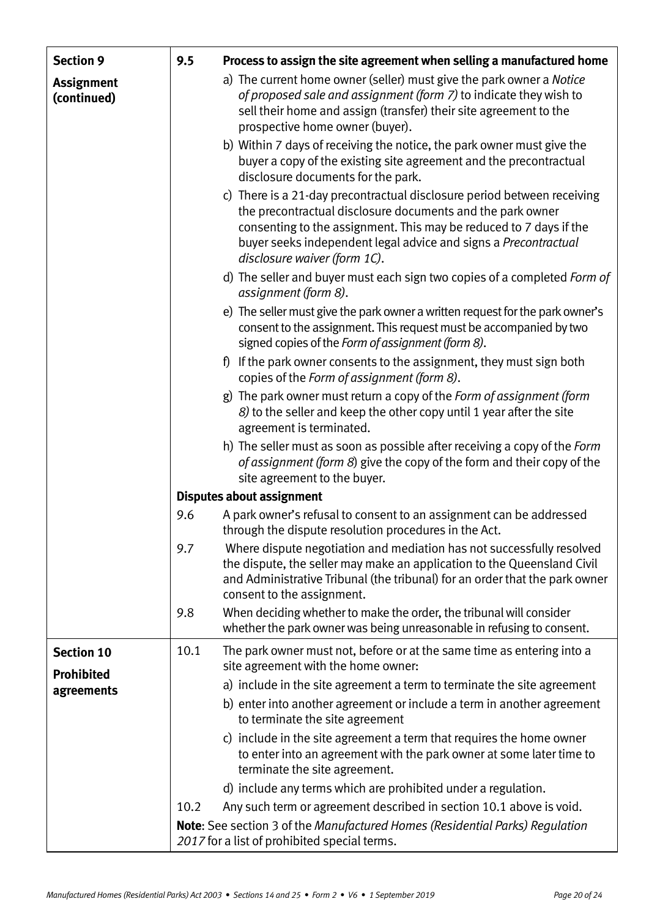## Section 9 Assignment (continued)

**9.5 Process to assign the site agreement when selling a manufactured home**

a) The current home owner (seller) must give the park owner a *Notice of proposed sale and assignment (form 7)* to indicate they wish to sell their home and assign (transfer) their site agreement to the prospective home owner (buyer).

b) Within 7 days of receiving the notice, the park owner must give the buyer a copy of the existing site agreement and the precontractual disclosure documents for the park.

c) There is a 21-day precontractual disclosure period between receiving the precontractual disclosure documents and the park owner consenting to the assignment. This may be reduced to 7 days if the buyer seeks independent legal advice and signs a *Precontractual disclosure waiver (form 1C)*.

d) The seller and buyer must each sign two copies of a completed *Form of assignment (form 8)*.

e) The seller must give the park owner a written request for the park owner's consent to the assignment. This request must be accompanied by two signed copies of the *Form of assignment (form 8)*.

f) If the park owner consents to the assignment, they must sign both copies of the *Form of assignment (form 8)*.

g) The park owner must return a copy of the *Form of assignment (form 8)* to the seller and keep the other copy until 1 year after the site agreement is terminated.

h) The seller must as soon as possible after receiving a copy of the *Form of assignment (form 8)* give the copy of the form and their copy of the site agreement to the buyer.

**Disputes about assignment**

9.6 A park owner's refusal to consent to an assignment can be addressed through the dispute resolution procedures in the Act.

9.7 Where dispute negotiation and mediation has not successfully resolved the dispute, the seller may make an application to the Queensland Civil and Administrative Tribunal (the tribunal) for an order that the park owner consent to the assignment.

9.8 When deciding whether to make the order, the tribunal will consider whether the park owner was being unreasonable in refusing to consent.

## Section 10 Prohibited agreements

10.1 The park owner must not, before or at the same time as entering into a site agreement with the home owner:

a) include in the site agreement a term to terminate the site agreement

b) enter into another agreement or include a term in another agreement to terminate the site agreement

c) include in the site agreement a term that requires the home owner to enter into an agreement with the park owner at some later time to terminate the site agreement.

d) include any terms which are prohibited under a regulation.

10.2 Any such term or agreement described in section 10.1 above is void.

**Note**: See section 3 of the *Manufactured Homes (Residential Parks) Regulation 2017* for a list of prohibited special terms.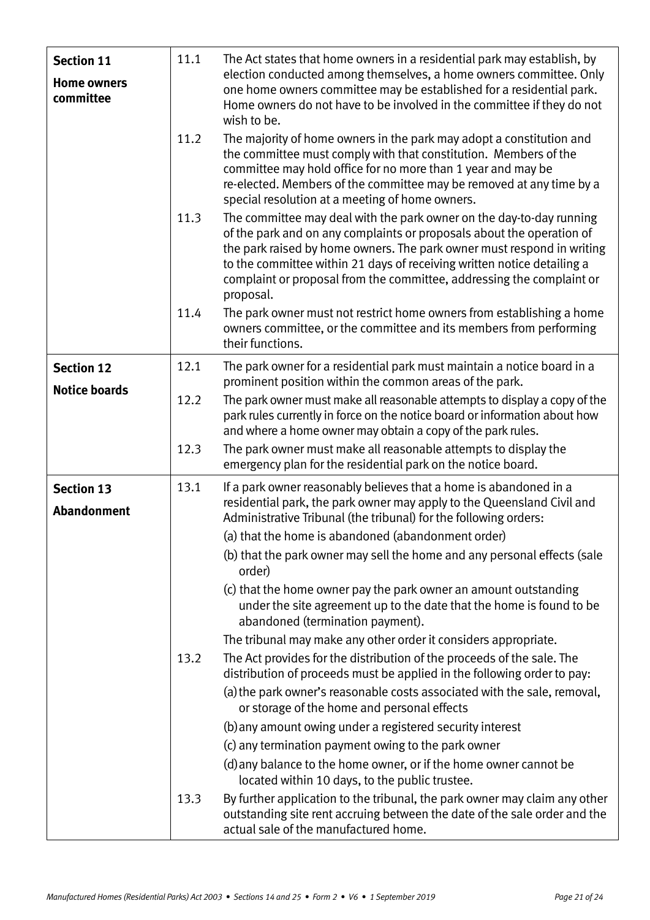| | | |
|---|---|---|
| **Section 11** **Home owners committee** | 11.1 | The Act states that home owners in a residential park may establish, by election conducted among themselves, a home owners committee. Only one home owners committee may be established for a residential park. Home owners do not have to be involved in the committee if they do not wish to be. |
| | 11.2 | The majority of home owners in the park may adopt a constitution and the committee must comply with that constitution. Members of the committee may hold office for no more than 1 year and may be re-elected. Members of the committee may be removed at any time by a special resolution at a meeting of home owners. |
| | 11.3 | The committee may deal with the park owner on the day-to-day running of the park and on any complaints or proposals about the operation of the park raised by home owners. The park owner must respond in writing to the committee within 21 days of receiving written notice detailing a complaint or proposal from the committee, addressing the complaint or proposal. |
| | 11.4 | The park owner must not restrict home owners from establishing a home owners committee, or the committee and its members from performing their functions. |
| **Section 12** **Notice boards** | 12.1 | The park owner for a residential park must maintain a notice board in a prominent position within the common areas of the park. |
| | 12.2 | The park owner must make all reasonable attempts to display a copy of the park rules currently in force on the notice board or information about how and where a home owner may obtain a copy of the park rules. |
| | 12.3 | The park owner must make all reasonable attempts to display the emergency plan for the residential park on the notice board. |
| **Section 13** **Abandonment** | 13.1 | If a park owner reasonably believes that a home is abandoned in a residential park, the park owner may apply to the Queensland Civil and Administrative Tribunal (the tribunal) for the following orders:<br>(a) that the home is abandoned (abandonment order)<br>(b) that the park owner may sell the home and any personal effects (sale order)<br>(c) that the home owner pay the park owner an amount outstanding under the site agreement up to the date that the home is found to be abandoned (termination payment).<br>The tribunal may make any other order it considers appropriate. |
| | 13.2 | The Act provides for the distribution of the proceeds of the sale. The distribution of proceeds must be applied in the following order to pay:<br>(a) the park owner's reasonable costs associated with the sale, removal, or storage of the home and personal effects<br>(b) any amount owing under a registered security interest<br>(c) any termination payment owing to the park owner<br>(d) any balance to the home owner, or if the home owner cannot be located within 10 days, to the public trustee. |
| | 13.3 | By further application to the tribunal, the park owner may claim any other outstanding site rent accruing between the date of the sale order and the actual sale of the manufactured home. |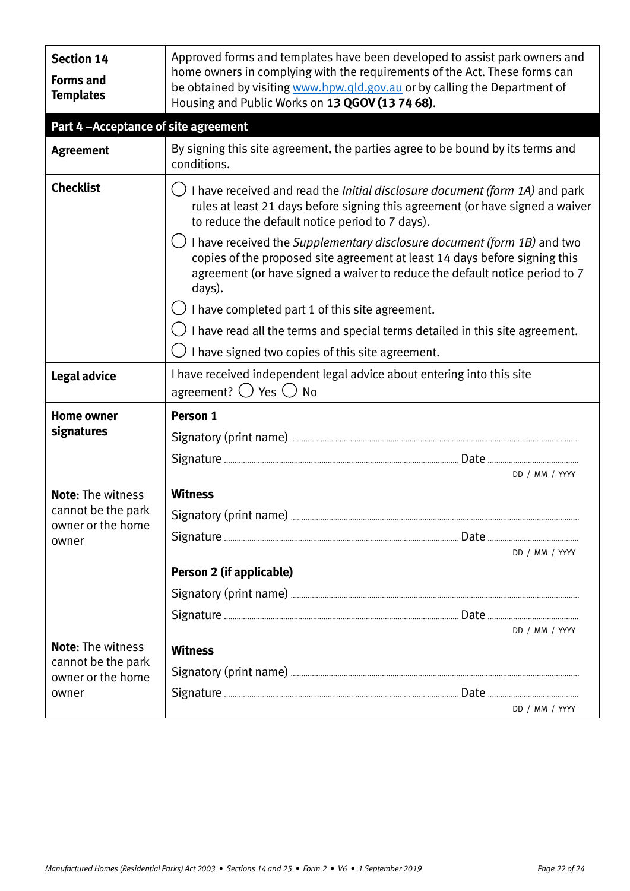| **Section 14 Forms and Templates** | Approved forms and templates have been developed to assist park owners and home owners in complying with the requirements of the Act. These forms can be obtained by visiting [www.hpw.qld.gov.au](http://www.hpw.qld.gov.au) or by calling the Department of Housing and Public Works on **13 QGOV (13 74 68)**. |
|---|---|

## Part 4 – Acceptance of site agreement

| | |
|---|---|
| **Agreement** | By signing this site agreement, the parties agree to be bound by its terms and conditions. |
| **Checklist** | ◯ I have received and read the *Initial disclosure document (form 1A)* and park rules at least 21 days before signing this agreement (or have signed a waiver to reduce the default notice period to 7 days).<br>◯ I have received the *Supplementary disclosure document (form 1B)* and two copies of the proposed site agreement at least 14 days before signing this agreement (or have signed a waiver to reduce the default notice period to 7 days).<br>◯ I have completed part 1 of this site agreement.<br>◯ I have read all the terms and special terms detailed in this site agreement.<br>◯ I have signed two copies of this site agreement. |
| **Legal advice** | I have received independent legal advice about entering into this site agreement? ◯ Yes ◯ No |
| **Home owner signatures** | **Person 1**<br>Signatory (print name) ........................................<br>Signature ........................................ Date ........................ DD / MM / YYYY |
| **Note:** The witness cannot be the park owner or the home owner | **Witness**<br>Signatory (print name) ........................................<br>Signature ........................................ Date ........................ DD / MM / YYYY<br>**Person 2 (if applicable)**<br>Signatory (print name) ........................................<br>Signature ........................................ Date ........................ DD / MM / YYYY |
| **Note:** The witness cannot be the park owner or the home owner | **Witness**<br>Signatory (print name) ........................................<br>Signature ........................................ Date ........................ DD / MM / YYYY |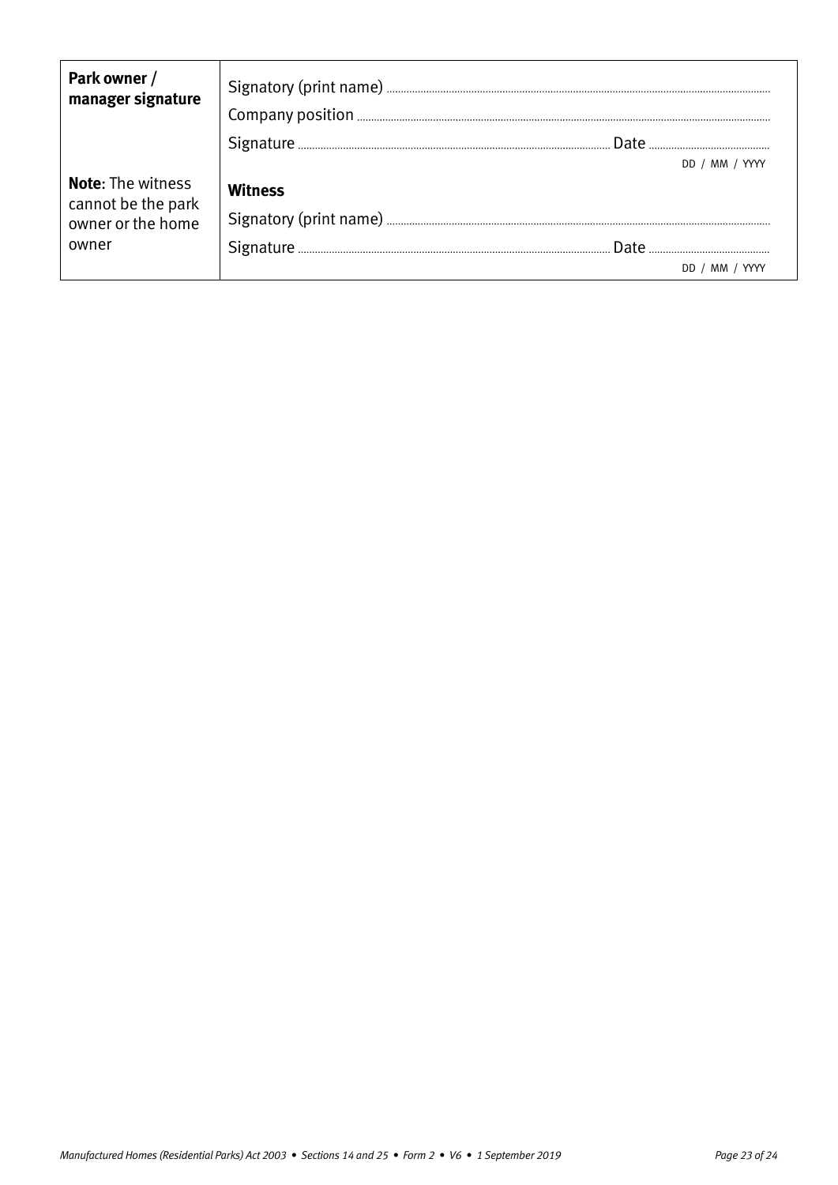| **Park owner / manager signature** | Signatory (print name) ........................................ |
| --- | --- |
| | Company position ........................................ |
| | Signature ........................................ Date ........................ DD / MM / YYYY |
| **Note:** The witness cannot be the park owner or the home owner | **Witness** |
| | Signatory (print name) ........................................ |
| | Signature ........................................ Date ........................ DD / MM / YYYY |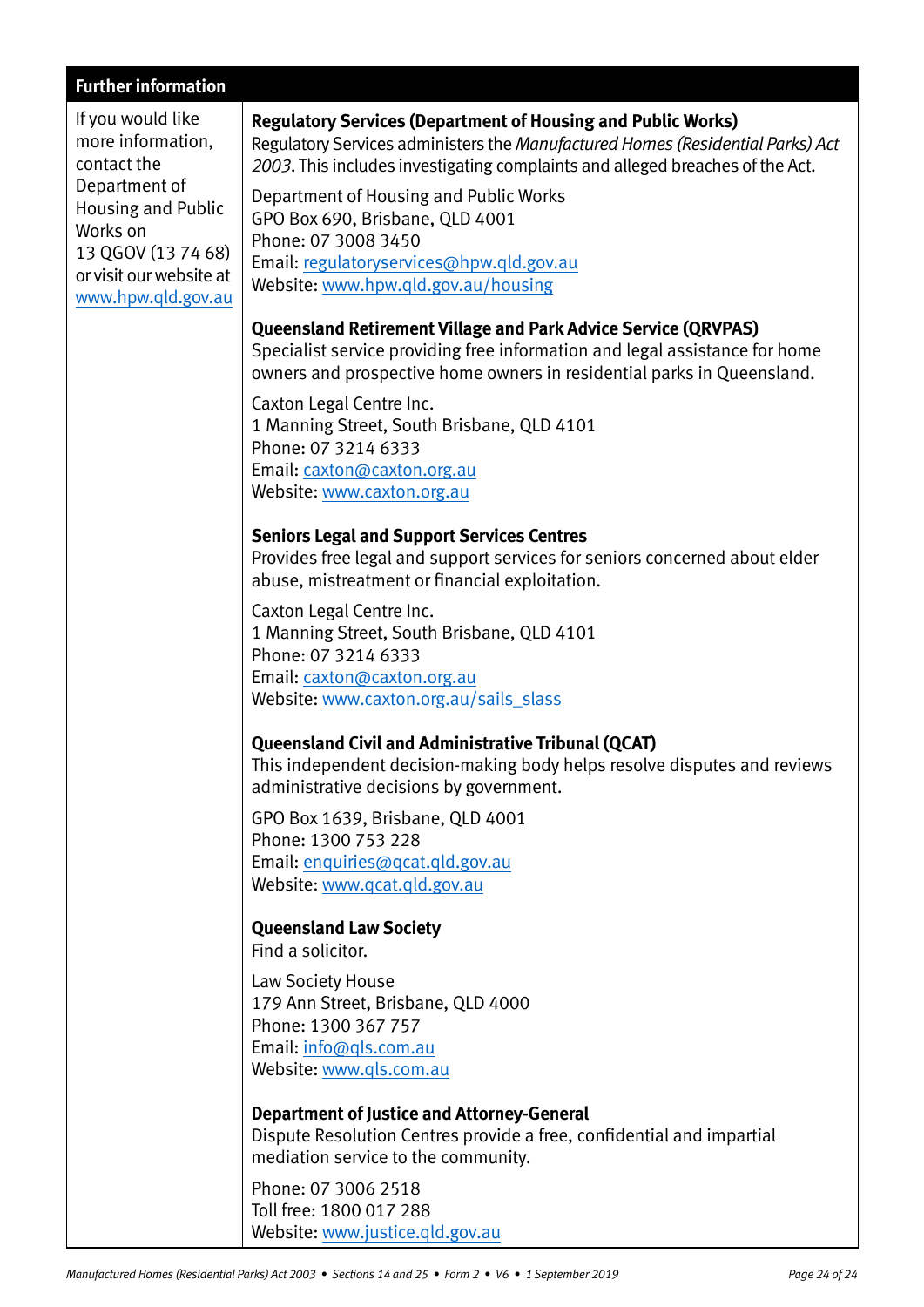## Further information

If you would like more information, contact the Department of Housing and Public Works on 13 QGOV (13 74 68) or visit our website at www.hpw.qld.gov.au

**Regulatory Services (Department of Housing and Public Works)**
Regulatory Services administers the *Manufactured Homes (Residential Parks) Act 2003*. This includes investigating complaints and alleged breaches of the Act.

Department of Housing and Public Works
GPO Box 690, Brisbane, QLD 4001
Phone: 07 3008 3450
Email: regulatoryservices@hpw.qld.gov.au
Website: www.hpw.qld.gov.au/housing

**Queensland Retirement Village and Park Advice Service (QRVPAS)**
Specialist service providing free information and legal assistance for home owners and prospective home owners in residential parks in Queensland.

Caxton Legal Centre Inc.
1 Manning Street, South Brisbane, QLD 4101
Phone: 07 3214 6333
Email: caxton@caxton.org.au
Website: www.caxton.org.au

**Seniors Legal and Support Services Centres**
Provides free legal and support services for seniors concerned about elder abuse, mistreatment or financial exploitation.

Caxton Legal Centre Inc.
1 Manning Street, South Brisbane, QLD 4101
Phone: 07 3214 6333
Email: caxton@caxton.org.au
Website: www.caxton.org.au/sails_slass

**Queensland Civil and Administrative Tribunal (QCAT)**
This independent decision-making body helps resolve disputes and reviews administrative decisions by government.

GPO Box 1639, Brisbane, QLD 4001
Phone: 1300 753 228
Email: enquiries@qcat.qld.gov.au
Website: www.qcat.qld.gov.au

**Queensland Law Society**
Find a solicitor.

Law Society House
179 Ann Street, Brisbane, QLD 4000
Phone: 1300 367 757
Email: info@qls.com.au
Website: www.qls.com.au

**Department of Justice and Attorney-General**
Dispute Resolution Centres provide a free, confidential and impartial mediation service to the community.

Phone: 07 3006 2518
Toll free: 1800 017 288
Website: www.justice.qld.gov.au